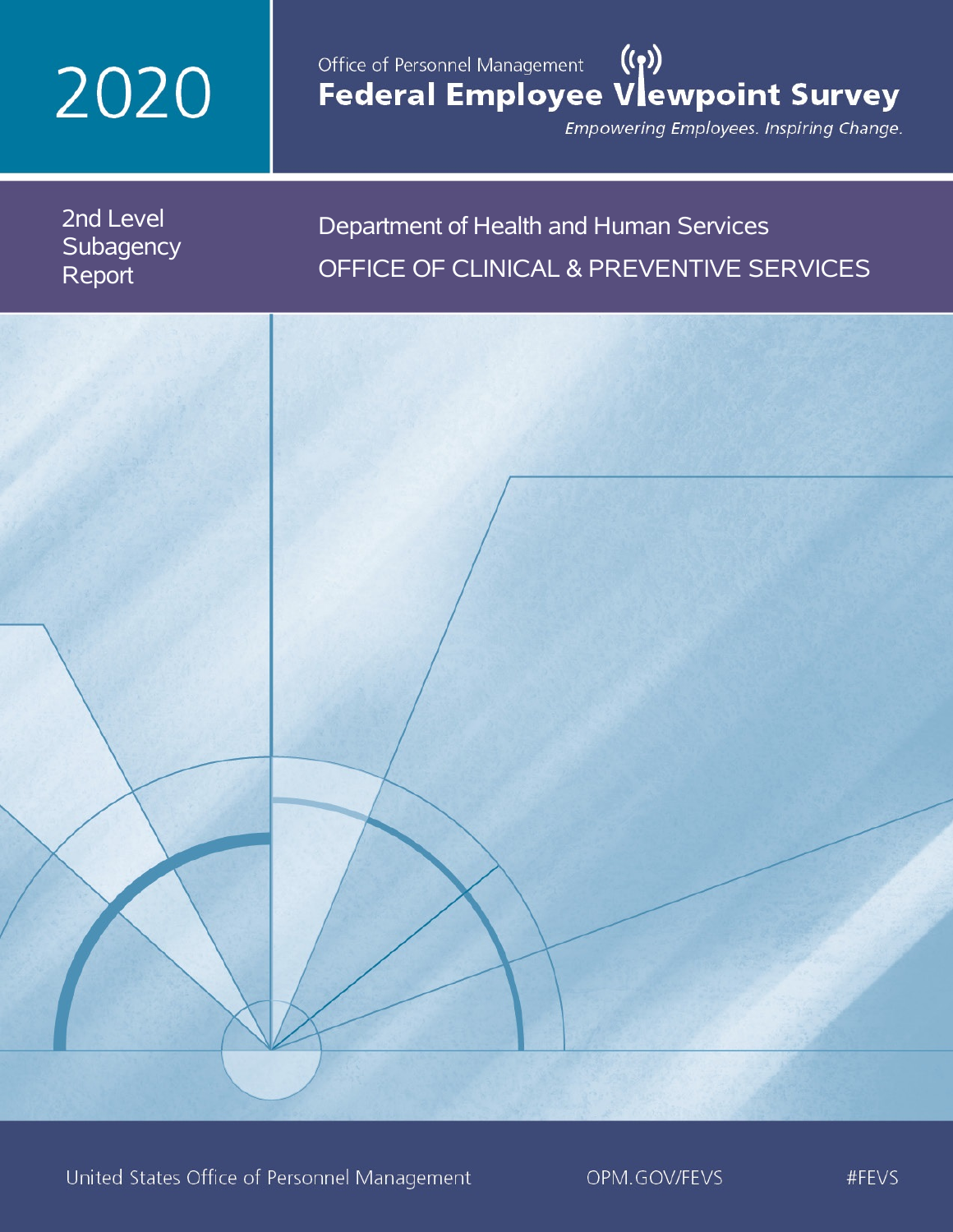# 2020

Office of Personnel Management

# Federal Employee Viewpoint Survey

*Empowering Employees. Inspiring Change.*

2nd Level Subagency Report

## Department of Health and Human Services

## OFFICE OF CLINICAL & PREVENTIVE SERVICES

United States Office of Personnel Management OPM.GOV/FEVS #FEVS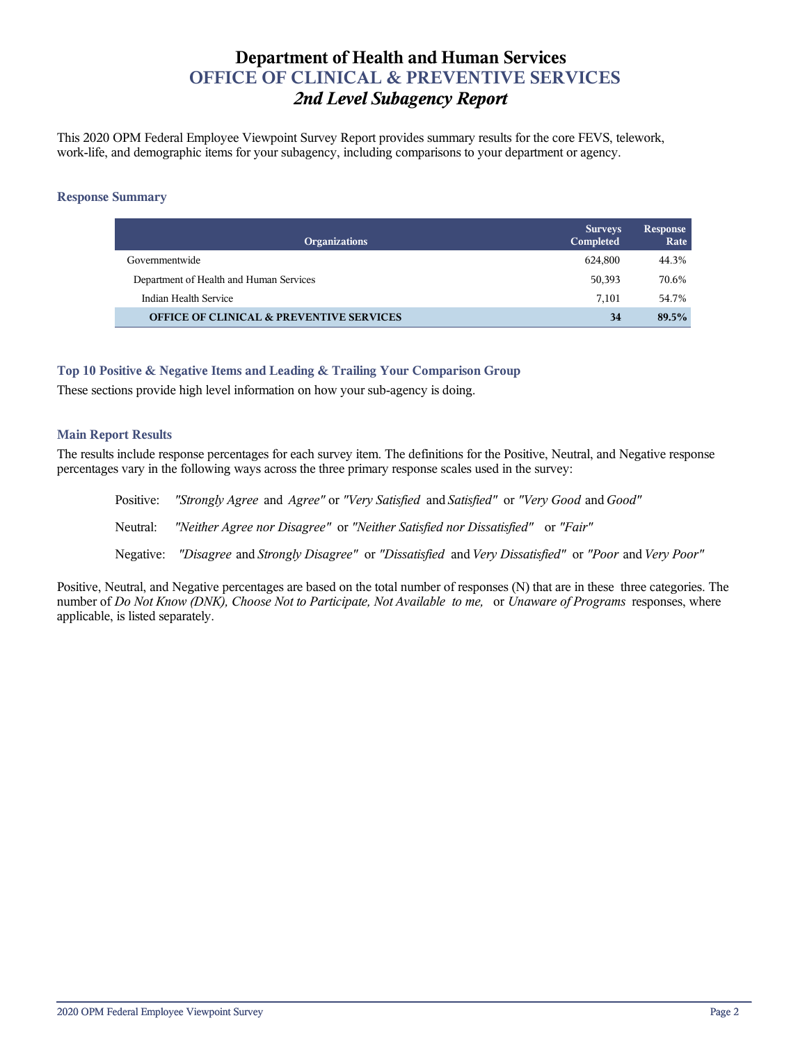# Department of Health and Human Services

## OFFICE OF CLINICAL & PREVENTIVE SERVICES

### *2nd Level Subagency Report*

This 2020 OPM Federal Employee Viewpoint Survey Report provides summary results for the core FEVS, telework, work-life, and demographic items for your subagency, including comparisons to your department or agency.

#### Response Summary

| Organizations | Surveys Completed | Response Rate |
|---|---|---|
| Governmentwide | 624,800 | 44.3% |
| Department of Health and Human Services | 50,393 | 70.6% |
| Indian Health Service | 7,101 | 54.7% |
| **OFFICE OF CLINICAL & PREVENTIVE SERVICES** | **34** | **89.5%** |

#### Top 10 Positive & Negative Items and Leading & Trailing Your Comparison Group

These sections provide high level information on how your sub-agency is doing.

#### Main Report Results

The results include response percentages for each survey item. The definitions for the Positive, Neutral, and Negative response percentages vary in the following ways across the three primary response scales used in the survey:

Positive: *"Strongly Agree* and *Agree"* or *"Very Satisfied* and *Satisfied"* or *"Very Good* and *Good"*

Neutral: *"Neither Agree nor Disagree"* or *"Neither Satisfied nor Dissatisfied"* or *"Fair"*

Negative: *"Disagree* and *Strongly Disagree"* or *"Dissatisfied* and *Very Dissatisfied"* or *"Poor* and *Very Poor"*

Positive, Neutral, and Negative percentages are based on the total number of responses (N) that are in these three categories. The number of *Do Not Know (DNK), Choose Not to Participate, Not Available to me,* or *Unaware of Programs* responses, where applicable, is listed separately.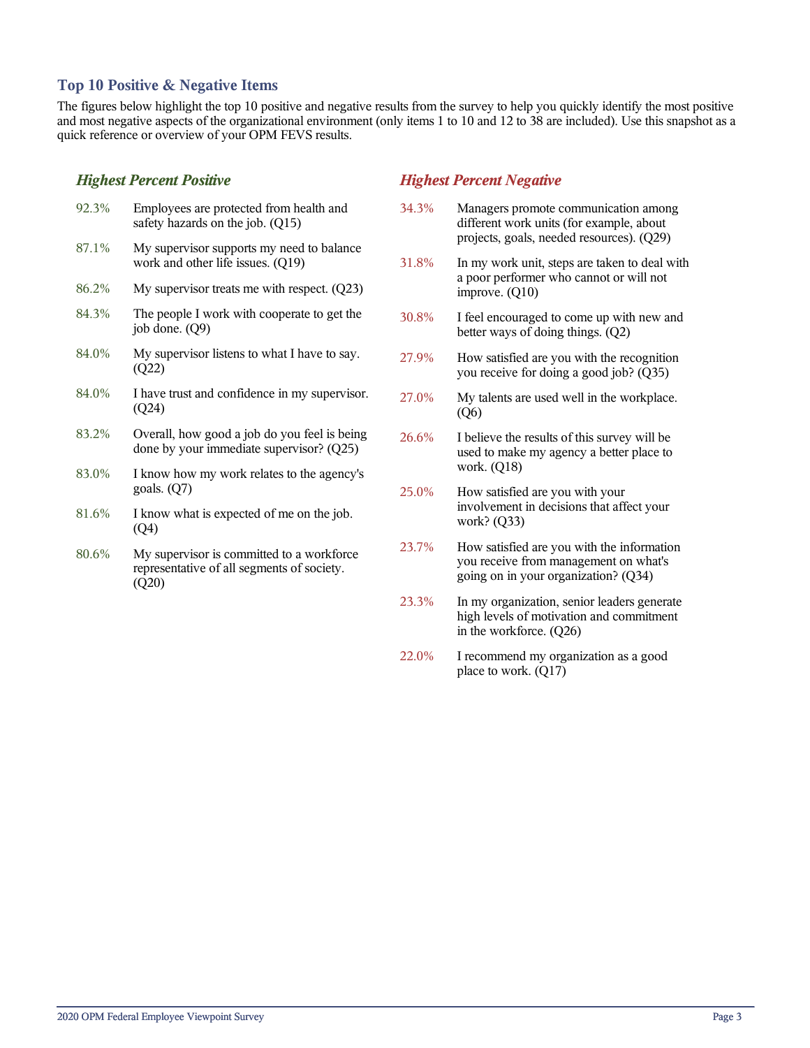## Top 10 Positive & Negative Items

The figures below highlight the top 10 positive and negative results from the survey to help you quickly identify the most positive and most negative aspects of the organizational environment (only items 1 to 10 and 12 to 38 are included). Use this snapshot as a quick reference or overview of your OPM FEVS results.

### *Highest Percent Positive*

| | |
|---|---|
| 92.3% | Employees are protected from health and safety hazards on the job. (Q15) |
| 87.1% | My supervisor supports my need to balance work and other life issues. (Q19) |
| 86.2% | My supervisor treats me with respect. (Q23) |
| 84.3% | The people I work with cooperate to get the job done. (Q9) |
| 84.0% | My supervisor listens to what I have to say. (Q22) |
| 84.0% | I have trust and confidence in my supervisor. (Q24) |
| 83.2% | Overall, how good a job do you feel is being done by your immediate supervisor? (Q25) |
| 83.0% | I know how my work relates to the agency's goals. (Q7) |
| 81.6% | I know what is expected of me on the job. (Q4) |
| 80.6% | My supervisor is committed to a workforce representative of all segments of society. (Q20) |

### *Highest Percent Negative*

| | |
|---|---|
| 34.3% | Managers promote communication among different work units (for example, about projects, goals, needed resources). (Q29) |
| 31.8% | In my work unit, steps are taken to deal with a poor performer who cannot or will not improve. (Q10) |
| 30.8% | I feel encouraged to come up with new and better ways of doing things. (Q2) |
| 27.9% | How satisfied are you with the recognition you receive for doing a good job? (Q35) |
| 27.0% | My talents are used well in the workplace. (Q6) |
| 26.6% | I believe the results of this survey will be used to make my agency a better place to work. (Q18) |
| 25.0% | How satisfied are you with your involvement in decisions that affect your work? (Q33) |
| 23.7% | How satisfied are you with the information you receive from management on what's going on in your organization? (Q34) |
| 23.3% | In my organization, senior leaders generate high levels of motivation and commitment in the workforce. (Q26) |
| 22.0% | I recommend my organization as a good place to work. (Q17) |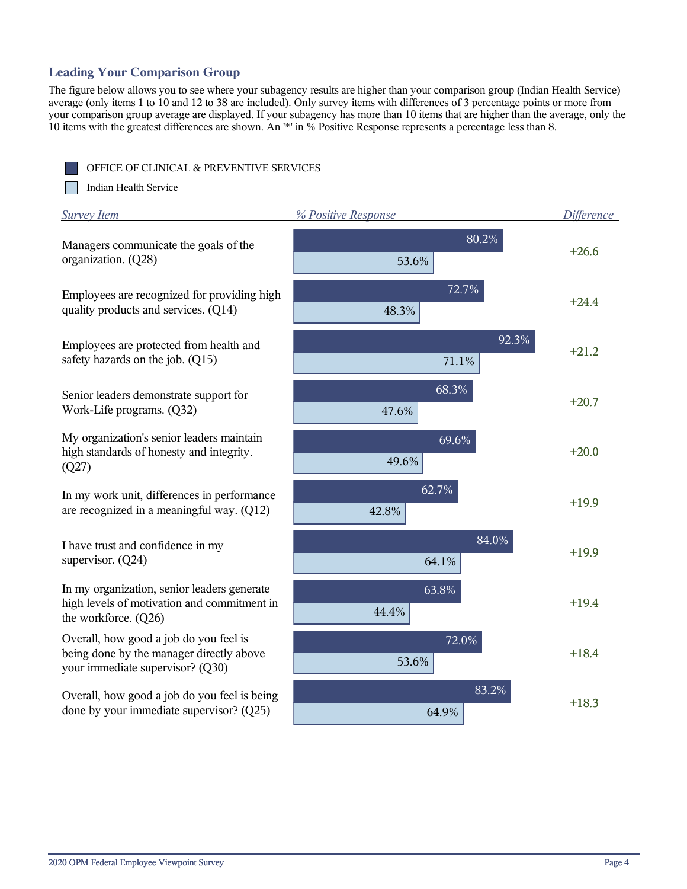## Leading Your Comparison Group

The figure below allows you to see where your subagency results are higher than your comparison group (Indian Health Service) average (only items 1 to 10 and 12 to 38 are included). Only survey items with differences of 3 percentage points or more from your comparison group average are displayed. If your subagency has more than 10 items that are higher than the average, only the 10 items with the greatest differences are shown. An '*' in % Positive Response represents a percentage less than 8.

| Survey Item | % Positive Response: OFFICE OF CLINICAL & PREVENTIVE SERVICES | % Positive Response: Indian Health Service | Difference |
|---|---|---|---|
| Managers communicate the goals of the organization. (Q28) | 80.2% | 53.6% | +26.6 |
| Employees are recognized for providing high quality products and services. (Q14) | 72.7% | 48.3% | +24.4 |
| Employees are protected from health and safety hazards on the job. (Q15) | 92.3% | 71.1% | +21.2 |
| Senior leaders demonstrate support for Work-Life programs. (Q32) | 68.3% | 47.6% | +20.7 |
| My organization's senior leaders maintain high standards of honesty and integrity. (Q27) | 69.6% | 49.6% | +20.0 |
| In my work unit, differences in performance are recognized in a meaningful way. (Q12) | 62.7% | 42.8% | +19.9 |
| I have trust and confidence in my supervisor. (Q24) | 84.0% | 64.1% | +19.9 |
| In my organization, senior leaders generate high levels of motivation and commitment in the workforce. (Q26) | 63.8% | 44.4% | +19.4 |
| Overall, how good a job do you feel is being done by the manager directly above your immediate supervisor? (Q30) | 72.0% | 53.6% | +18.4 |
| Overall, how good a job do you feel is being done by your immediate supervisor? (Q25) | 83.2% | 64.9% | +18.3 |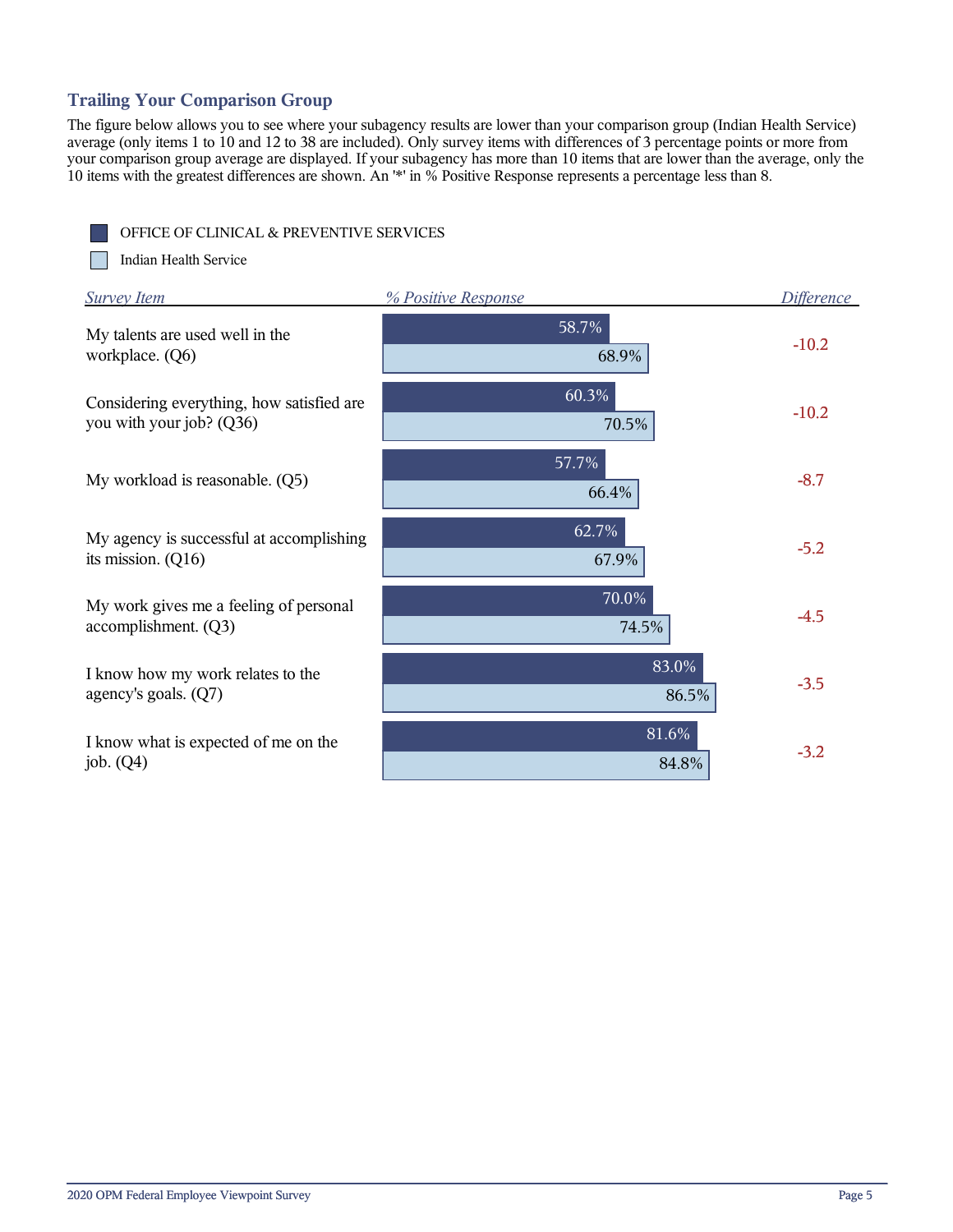## Trailing Your Comparison Group

The figure below allows you to see where your subagency results are lower than your comparison group (Indian Health Service) average (only items 1 to 10 and 12 to 38 are included). Only survey items with differences of 3 percentage points or more from your comparison group average are displayed. If your subagency has more than 10 items that are lower than the average, only the 10 items with the greatest differences are shown. An '*' in % Positive Response represents a percentage less than 8.

| Survey Item | % Positive Response: OFFICE OF CLINICAL & PREVENTIVE SERVICES | % Positive Response: Indian Health Service | Difference |
| --- | --- | --- | --- |
| My talents are used well in the workplace. (Q6) | 58.7% | 68.9% | -10.2 |
| Considering everything, how satisfied are you with your job? (Q36) | 60.3% | 70.5% | -10.2 |
| My workload is reasonable. (Q5) | 57.7% | 66.4% | -8.7 |
| My agency is successful at accomplishing its mission. (Q16) | 62.7% | 67.9% | -5.2 |
| My work gives me a feeling of personal accomplishment. (Q3) | 70.0% | 74.5% | -4.5 |
| I know how my work relates to the agency's goals. (Q7) | 83.0% | 86.5% | -3.5 |
| I know what is expected of me on the job. (Q4) | 81.6% | 84.8% | -3.2 |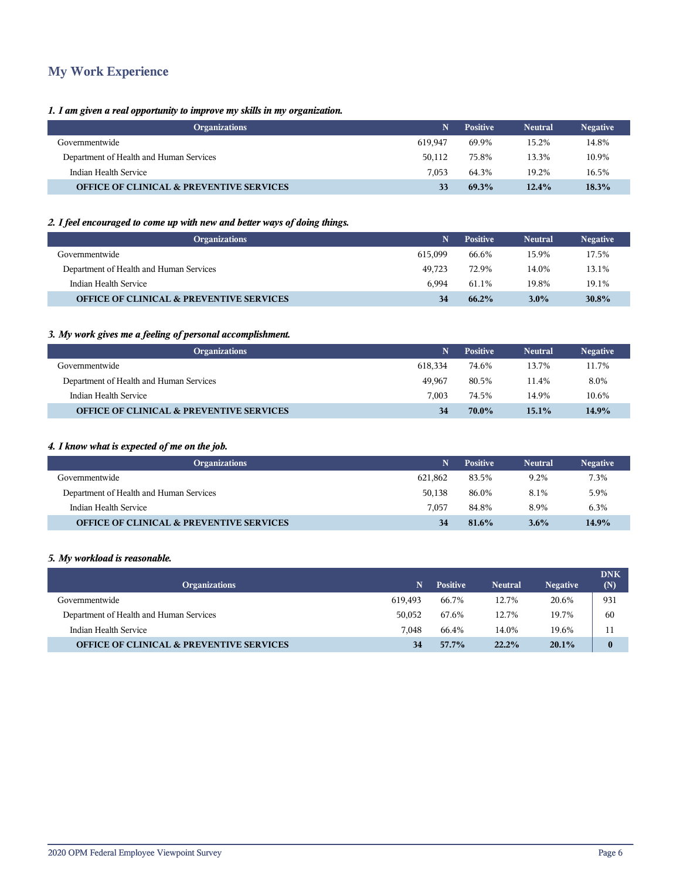## My Work Experience

***1. I am given a real opportunity to improve my skills in my organization.***

| Organizations | N | Positive | Neutral | Negative |
|---|---|---|---|---|
| Governmentwide | 619,947 | 69.9% | 15.2% | 14.8% |
| Department of Health and Human Services | 50,112 | 75.8% | 13.3% | 10.9% |
| Indian Health Service | 7,053 | 64.3% | 19.2% | 16.5% |
| **OFFICE OF CLINICAL & PREVENTIVE SERVICES** | **33** | **69.3%** | **12.4%** | **18.3%** |

***2. I feel encouraged to come up with new and better ways of doing things.***

| Organizations | N | Positive | Neutral | Negative |
|---|---|---|---|---|
| Governmentwide | 615,099 | 66.6% | 15.9% | 17.5% |
| Department of Health and Human Services | 49,723 | 72.9% | 14.0% | 13.1% |
| Indian Health Service | 6,994 | 61.1% | 19.8% | 19.1% |
| **OFFICE OF CLINICAL & PREVENTIVE SERVICES** | **34** | **66.2%** | **3.0%** | **30.8%** |

***3. My work gives me a feeling of personal accomplishment.***

| Organizations | N | Positive | Neutral | Negative |
|---|---|---|---|---|
| Governmentwide | 618,334 | 74.6% | 13.7% | 11.7% |
| Department of Health and Human Services | 49,967 | 80.5% | 11.4% | 8.0% |
| Indian Health Service | 7,003 | 74.5% | 14.9% | 10.6% |
| **OFFICE OF CLINICAL & PREVENTIVE SERVICES** | **34** | **70.0%** | **15.1%** | **14.9%** |

***4. I know what is expected of me on the job.***

| Organizations | N | Positive | Neutral | Negative |
|---|---|---|---|---|
| Governmentwide | 621,862 | 83.5% | 9.2% | 7.3% |
| Department of Health and Human Services | 50,138 | 86.0% | 8.1% | 5.9% |
| Indian Health Service | 7,057 | 84.8% | 8.9% | 6.3% |
| **OFFICE OF CLINICAL & PREVENTIVE SERVICES** | **34** | **81.6%** | **3.6%** | **14.9%** |

***5. My workload is reasonable.***

| Organizations | N | Positive | Neutral | Negative | DNK (N) |
|---|---|---|---|---|---|
| Governmentwide | 619,493 | 66.7% | 12.7% | 20.6% | 931 |
| Department of Health and Human Services | 50,052 | 67.6% | 12.7% | 19.7% | 60 |
| Indian Health Service | 7,048 | 66.4% | 14.0% | 19.6% | 11 |
| **OFFICE OF CLINICAL & PREVENTIVE SERVICES** | **34** | **57.7%** | **22.2%** | **20.1%** | **0** |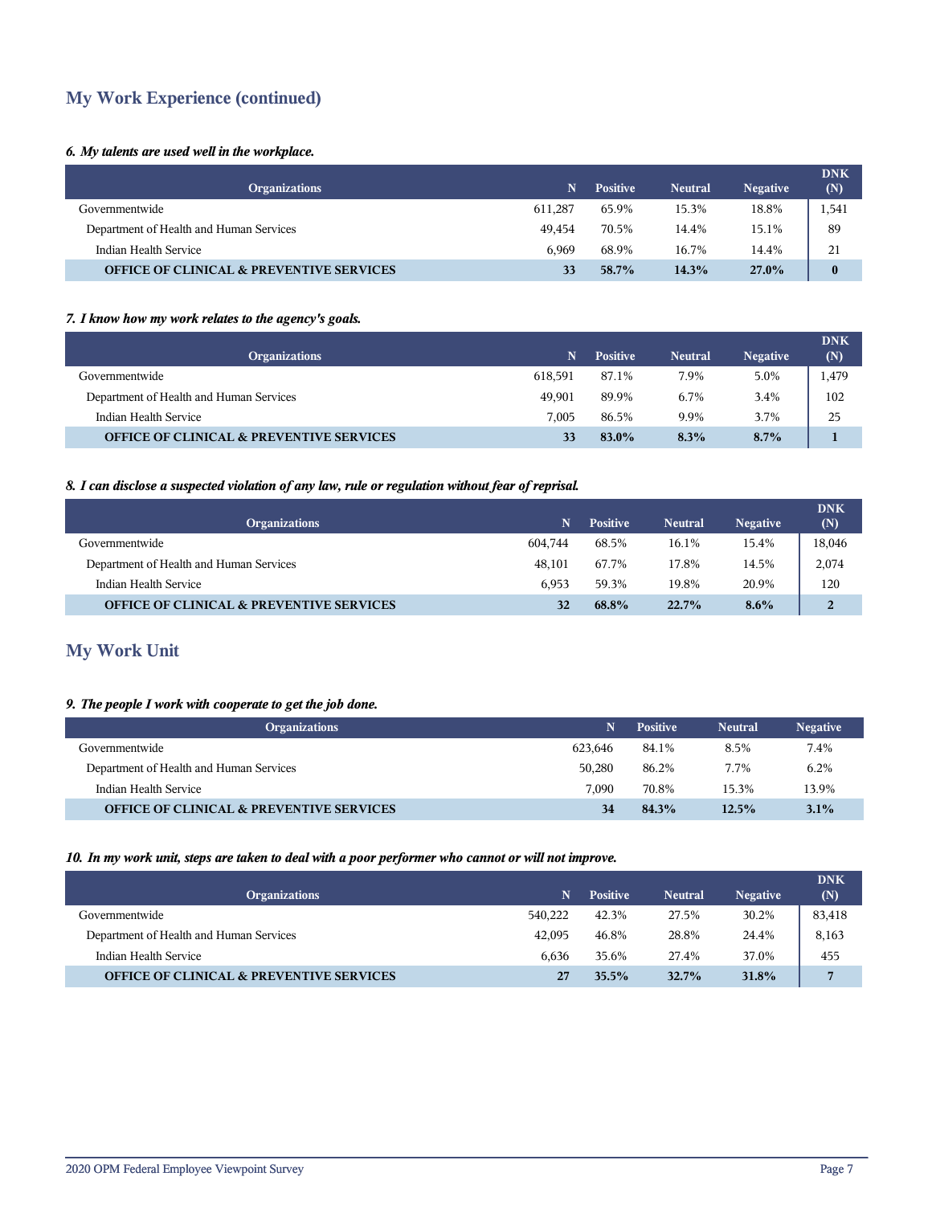## My Work Experience (continued)

***6. My talents are used well in the workplace.***

| Organizations | N | Positive | Neutral | Negative | DNK (N) |
|---|---|---|---|---|---|
| Governmentwide | 611,287 | 65.9% | 15.3% | 18.8% | 1,541 |
| Department of Health and Human Services | 49,454 | 70.5% | 14.4% | 15.1% | 89 |
| Indian Health Service | 6,969 | 68.9% | 16.7% | 14.4% | 21 |
| **OFFICE OF CLINICAL & PREVENTIVE SERVICES** | **33** | **58.7%** | **14.3%** | **27.0%** | **0** |

***7. I know how my work relates to the agency's goals.***

| Organizations | N | Positive | Neutral | Negative | DNK (N) |
|---|---|---|---|---|---|
| Governmentwide | 618,591 | 87.1% | 7.9% | 5.0% | 1,479 |
| Department of Health and Human Services | 49,901 | 89.9% | 6.7% | 3.4% | 102 |
| Indian Health Service | 7,005 | 86.5% | 9.9% | 3.7% | 25 |
| **OFFICE OF CLINICAL & PREVENTIVE SERVICES** | **33** | **83.0%** | **8.3%** | **8.7%** | **1** |

***8. I can disclose a suspected violation of any law, rule or regulation without fear of reprisal.***

| Organizations | N | Positive | Neutral | Negative | DNK (N) |
|---|---|---|---|---|---|
| Governmentwide | 604,744 | 68.5% | 16.1% | 15.4% | 18,046 |
| Department of Health and Human Services | 48,101 | 67.7% | 17.8% | 14.5% | 2,074 |
| Indian Health Service | 6,953 | 59.3% | 19.8% | 20.9% | 120 |
| **OFFICE OF CLINICAL & PREVENTIVE SERVICES** | **32** | **68.8%** | **22.7%** | **8.6%** | **2** |

## My Work Unit

***9. The people I work with cooperate to get the job done.***

| Organizations | N | Positive | Neutral | Negative |
|---|---|---|---|---|
| Governmentwide | 623,646 | 84.1% | 8.5% | 7.4% |
| Department of Health and Human Services | 50,280 | 86.2% | 7.7% | 6.2% |
| Indian Health Service | 7,090 | 70.8% | 15.3% | 13.9% |
| **OFFICE OF CLINICAL & PREVENTIVE SERVICES** | **34** | **84.3%** | **12.5%** | **3.1%** |

***10. In my work unit, steps are taken to deal with a poor performer who cannot or will not improve.***

| Organizations | N | Positive | Neutral | Negative | DNK (N) |
|---|---|---|---|---|---|
| Governmentwide | 540,222 | 42.3% | 27.5% | 30.2% | 83,418 |
| Department of Health and Human Services | 42,095 | 46.8% | 28.8% | 24.4% | 8,163 |
| Indian Health Service | 6,636 | 35.6% | 27.4% | 37.0% | 455 |
| **OFFICE OF CLINICAL & PREVENTIVE SERVICES** | **27** | **35.5%** | **32.7%** | **31.8%** | **7** |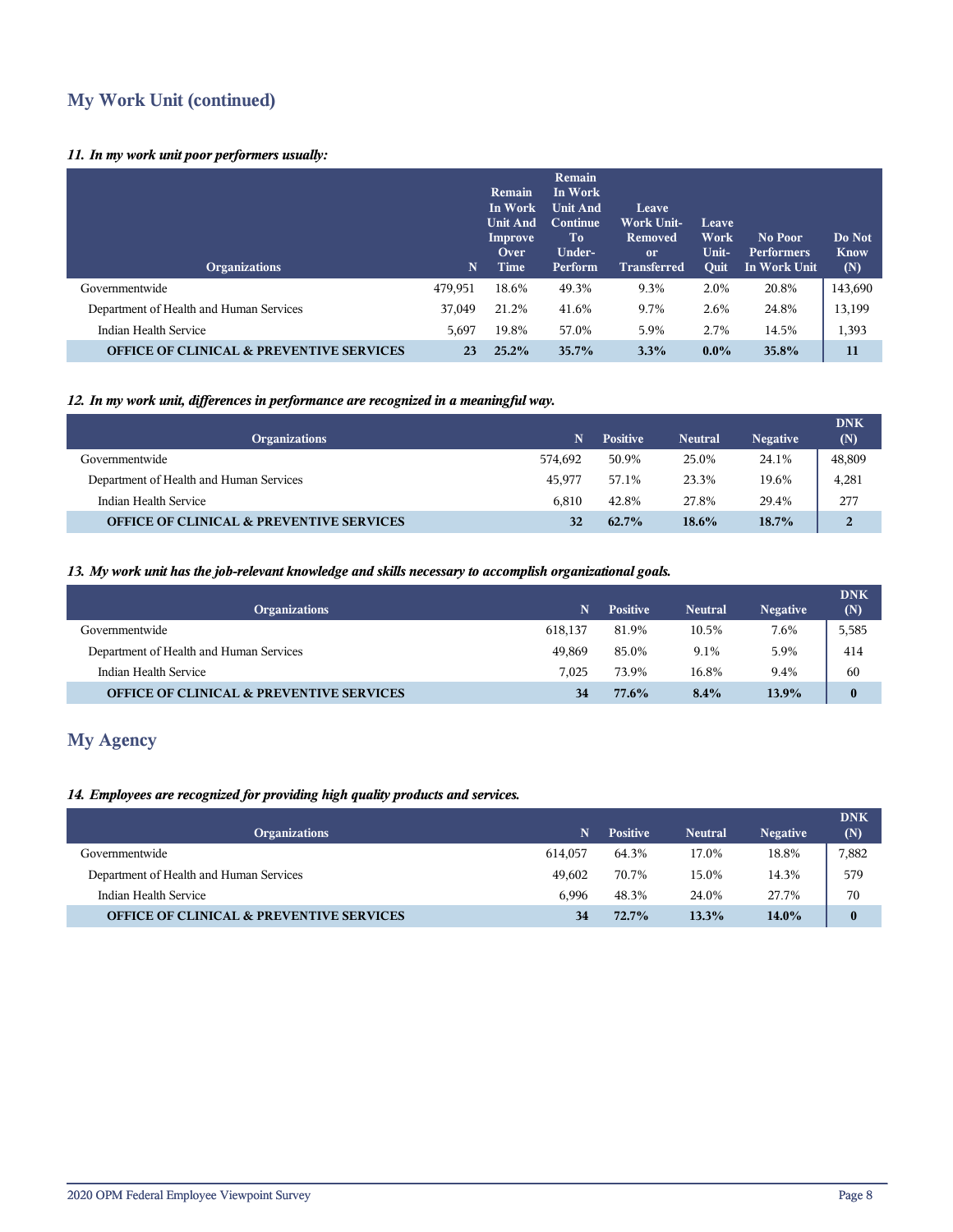## My Work Unit (continued)

*11. In my work unit poor performers usually:*

| Organizations | N | Remain In Work Unit And Improve Over Time | Remain In Work Unit And Continue To Under-Perform | Leave Work Unit-Removed or Transferred | Leave Work Unit-Quit | No Poor Performers In Work Unit | Do Not Know (N) |
|---|---|---|---|---|---|---|---|
| Governmentwide | 479,951 | 18.6% | 49.3% | 9.3% | 2.0% | 20.8% | 143,690 |
| Department of Health and Human Services | 37,049 | 21.2% | 41.6% | 9.7% | 2.6% | 24.8% | 13,199 |
| Indian Health Service | 5,697 | 19.8% | 57.0% | 5.9% | 2.7% | 14.5% | 1,393 |
| **OFFICE OF CLINICAL & PREVENTIVE SERVICES** | **23** | **25.2%** | **35.7%** | **3.3%** | **0.0%** | **35.8%** | **11** |

*12. In my work unit, differences in performance are recognized in a meaningful way.*

| Organizations | N | Positive | Neutral | Negative | DNK (N) |
|---|---|---|---|---|---|
| Governmentwide | 574,692 | 50.9% | 25.0% | 24.1% | 48,809 |
| Department of Health and Human Services | 45,977 | 57.1% | 23.3% | 19.6% | 4,281 |
| Indian Health Service | 6,810 | 42.8% | 27.8% | 29.4% | 277 |
| **OFFICE OF CLINICAL & PREVENTIVE SERVICES** | **32** | **62.7%** | **18.6%** | **18.7%** | **2** |

*13. My work unit has the job-relevant knowledge and skills necessary to accomplish organizational goals.*

| Organizations | N | Positive | Neutral | Negative | DNK (N) |
|---|---|---|---|---|---|
| Governmentwide | 618,137 | 81.9% | 10.5% | 7.6% | 5,585 |
| Department of Health and Human Services | 49,869 | 85.0% | 9.1% | 5.9% | 414 |
| Indian Health Service | 7,025 | 73.9% | 16.8% | 9.4% | 60 |
| **OFFICE OF CLINICAL & PREVENTIVE SERVICES** | **34** | **77.6%** | **8.4%** | **13.9%** | **0** |

## My Agency

*14. Employees are recognized for providing high quality products and services.*

| Organizations | N | Positive | Neutral | Negative | DNK (N) |
|---|---|---|---|---|---|
| Governmentwide | 614,057 | 64.3% | 17.0% | 18.8% | 7,882 |
| Department of Health and Human Services | 49,602 | 70.7% | 15.0% | 14.3% | 579 |
| Indian Health Service | 6,996 | 48.3% | 24.0% | 27.7% | 70 |
| **OFFICE OF CLINICAL & PREVENTIVE SERVICES** | **34** | **72.7%** | **13.3%** | **14.0%** | **0** |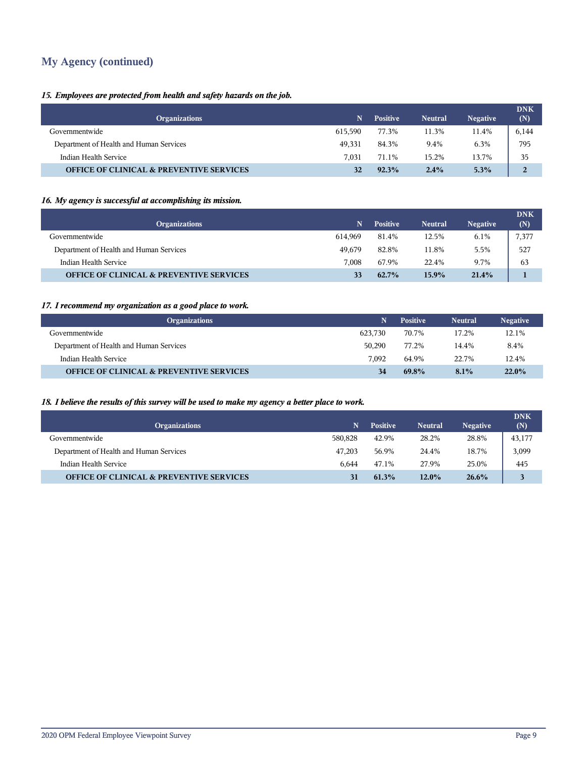## My Agency (continued)

*15. Employees are protected from health and safety hazards on the job.*

| Organizations | N | Positive | Neutral | Negative | DNK (N) |
|---|---|---|---|---|---|
| Governmentwide | 615,590 | 77.3% | 11.3% | 11.4% | 6,144 |
| Department of Health and Human Services | 49,331 | 84.3% | 9.4% | 6.3% | 795 |
| Indian Health Service | 7,031 | 71.1% | 15.2% | 13.7% | 35 |
| **OFFICE OF CLINICAL & PREVENTIVE SERVICES** | **32** | **92.3%** | **2.4%** | **5.3%** | **2** |

*16. My agency is successful at accomplishing its mission.*

| Organizations | N | Positive | Neutral | Negative | DNK (N) |
|---|---|---|---|---|---|
| Governmentwide | 614,969 | 81.4% | 12.5% | 6.1% | 7,377 |
| Department of Health and Human Services | 49,679 | 82.8% | 11.8% | 5.5% | 527 |
| Indian Health Service | 7,008 | 67.9% | 22.4% | 9.7% | 63 |
| **OFFICE OF CLINICAL & PREVENTIVE SERVICES** | **33** | **62.7%** | **15.9%** | **21.4%** | **1** |

*17. I recommend my organization as a good place to work.*

| Organizations | N | Positive | Neutral | Negative |
|---|---|---|---|---|
| Governmentwide | 623,730 | 70.7% | 17.2% | 12.1% |
| Department of Health and Human Services | 50,290 | 77.2% | 14.4% | 8.4% |
| Indian Health Service | 7,092 | 64.9% | 22.7% | 12.4% |
| **OFFICE OF CLINICAL & PREVENTIVE SERVICES** | **34** | **69.8%** | **8.1%** | **22.0%** |

*18. I believe the results of this survey will be used to make my agency a better place to work.*

| Organizations | N | Positive | Neutral | Negative | DNK (N) |
|---|---|---|---|---|---|
| Governmentwide | 580,828 | 42.9% | 28.2% | 28.8% | 43,177 |
| Department of Health and Human Services | 47,203 | 56.9% | 24.4% | 18.7% | 3,099 |
| Indian Health Service | 6,644 | 47.1% | 27.9% | 25.0% | 445 |
| **OFFICE OF CLINICAL & PREVENTIVE SERVICES** | **31** | **61.3%** | **12.0%** | **26.6%** | **3** |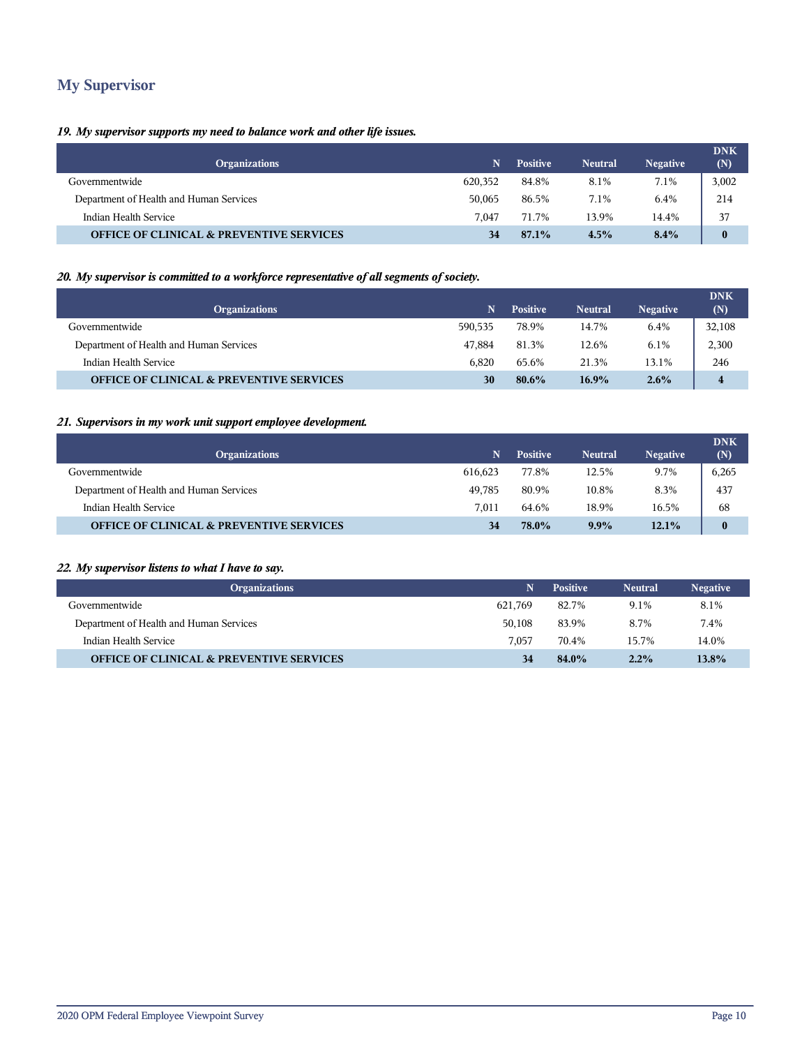## My Supervisor

***19. My supervisor supports my need to balance work and other life issues.***

| Organizations | N | Positive | Neutral | Negative | DNK (N) |
|---|---|---|---|---|---|
| Governmentwide | 620,352 | 84.8% | 8.1% | 7.1% | 3,002 |
| Department of Health and Human Services | 50,065 | 86.5% | 7.1% | 6.4% | 214 |
| Indian Health Service | 7,047 | 71.7% | 13.9% | 14.4% | 37 |
| **OFFICE OF CLINICAL & PREVENTIVE SERVICES** | **34** | **87.1%** | **4.5%** | **8.4%** | **0** |

***20. My supervisor is committed to a workforce representative of all segments of society.***

| Organizations | N | Positive | Neutral | Negative | DNK (N) |
|---|---|---|---|---|---|
| Governmentwide | 590,535 | 78.9% | 14.7% | 6.4% | 32,108 |
| Department of Health and Human Services | 47,884 | 81.3% | 12.6% | 6.1% | 2,300 |
| Indian Health Service | 6,820 | 65.6% | 21.3% | 13.1% | 246 |
| **OFFICE OF CLINICAL & PREVENTIVE SERVICES** | **30** | **80.6%** | **16.9%** | **2.6%** | **4** |

***21. Supervisors in my work unit support employee development.***

| Organizations | N | Positive | Neutral | Negative | DNK (N) |
|---|---|---|---|---|---|
| Governmentwide | 616,623 | 77.8% | 12.5% | 9.7% | 6,265 |
| Department of Health and Human Services | 49,785 | 80.9% | 10.8% | 8.3% | 437 |
| Indian Health Service | 7,011 | 64.6% | 18.9% | 16.5% | 68 |
| **OFFICE OF CLINICAL & PREVENTIVE SERVICES** | **34** | **78.0%** | **9.9%** | **12.1%** | **0** |

***22. My supervisor listens to what I have to say.***

| Organizations | N | Positive | Neutral | Negative |
|---|---|---|---|---|
| Governmentwide | 621,769 | 82.7% | 9.1% | 8.1% |
| Department of Health and Human Services | 50,108 | 83.9% | 8.7% | 7.4% |
| Indian Health Service | 7,057 | 70.4% | 15.7% | 14.0% |
| **OFFICE OF CLINICAL & PREVENTIVE SERVICES** | **34** | **84.0%** | **2.2%** | **13.8%** |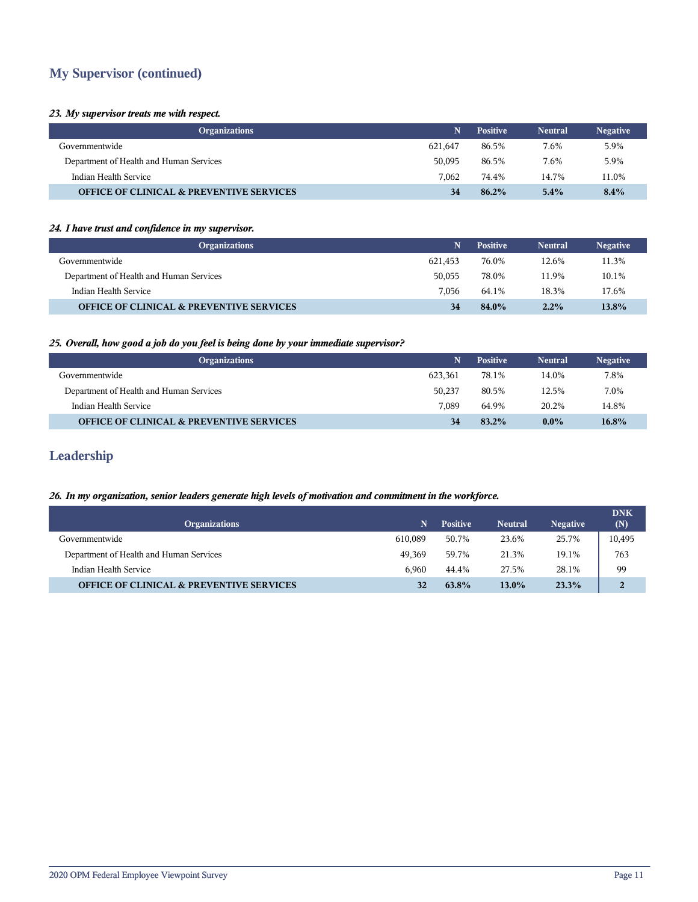## My Supervisor (continued)

***23. My supervisor treats me with respect.***

| Organizations | N | Positive | Neutral | Negative |
|---|---|---|---|---|
| Governmentwide | 621,647 | 86.5% | 7.6% | 5.9% |
| Department of Health and Human Services | 50,095 | 86.5% | 7.6% | 5.9% |
| Indian Health Service | 7,062 | 74.4% | 14.7% | 11.0% |
| **OFFICE OF CLINICAL & PREVENTIVE SERVICES** | **34** | **86.2%** | **5.4%** | **8.4%** |

***24. I have trust and confidence in my supervisor.***

| Organizations | N | Positive | Neutral | Negative |
|---|---|---|---|---|
| Governmentwide | 621,453 | 76.0% | 12.6% | 11.3% |
| Department of Health and Human Services | 50,055 | 78.0% | 11.9% | 10.1% |
| Indian Health Service | 7,056 | 64.1% | 18.3% | 17.6% |
| **OFFICE OF CLINICAL & PREVENTIVE SERVICES** | **34** | **84.0%** | **2.2%** | **13.8%** |

***25. Overall, how good a job do you feel is being done by your immediate supervisor?***

| Organizations | N | Positive | Neutral | Negative |
|---|---|---|---|---|
| Governmentwide | 623,361 | 78.1% | 14.0% | 7.8% |
| Department of Health and Human Services | 50,237 | 80.5% | 12.5% | 7.0% |
| Indian Health Service | 7,089 | 64.9% | 20.2% | 14.8% |
| **OFFICE OF CLINICAL & PREVENTIVE SERVICES** | **34** | **83.2%** | **0.0%** | **16.8%** |

## Leadership

***26. In my organization, senior leaders generate high levels of motivation and commitment in the workforce.***

| Organizations | N | Positive | Neutral | Negative | DNK (N) |
|---|---|---|---|---|---|
| Governmentwide | 610,089 | 50.7% | 23.6% | 25.7% | 10,495 |
| Department of Health and Human Services | 49,369 | 59.7% | 21.3% | 19.1% | 763 |
| Indian Health Service | 6,960 | 44.4% | 27.5% | 28.1% | 99 |
| **OFFICE OF CLINICAL & PREVENTIVE SERVICES** | **32** | **63.8%** | **13.0%** | **23.3%** | **2** |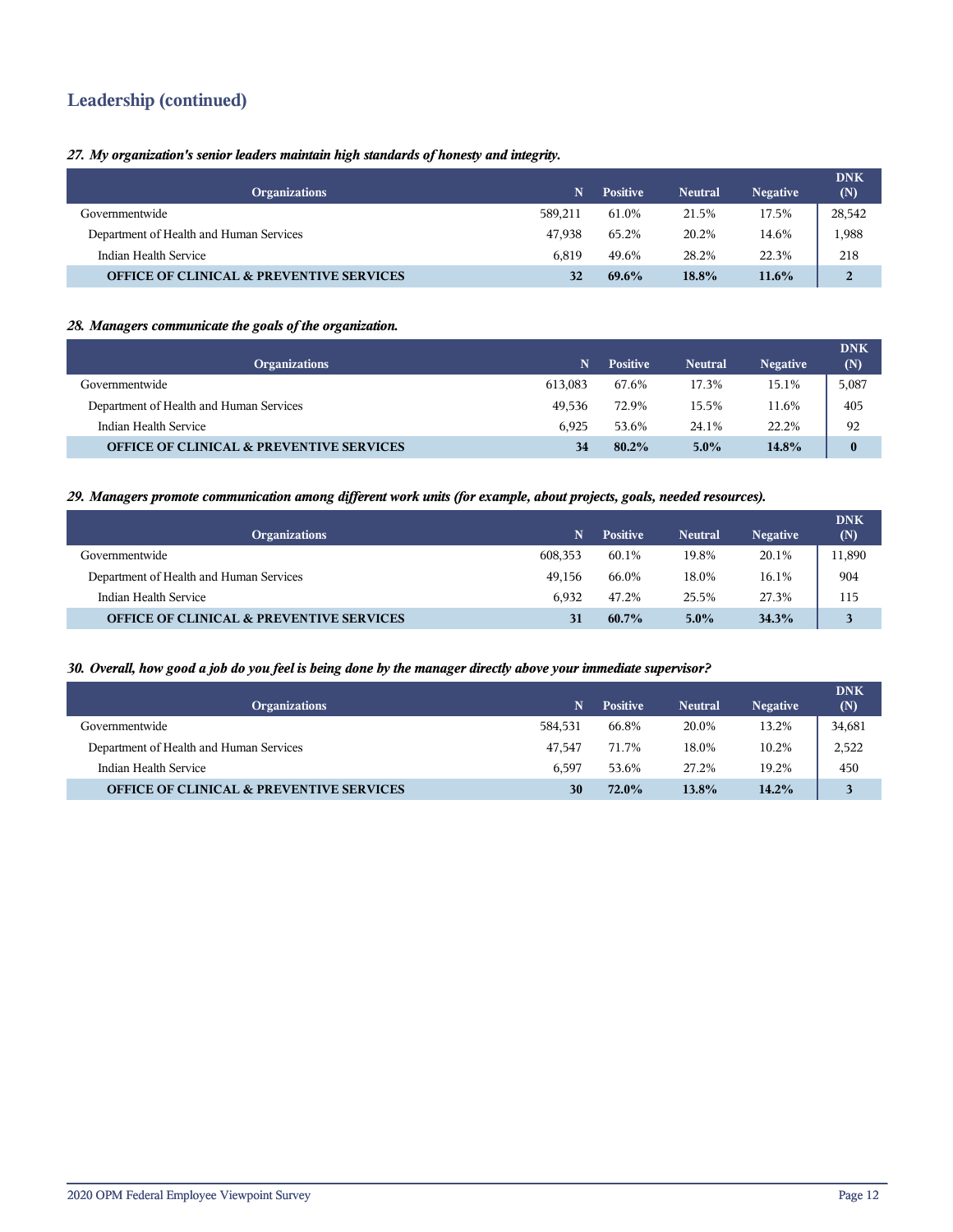## Leadership (continued)

***27. My organization's senior leaders maintain high standards of honesty and integrity.***

| Organizations | N | Positive | Neutral | Negative | DNK (N) |
|---|---|---|---|---|---|
| Governmentwide | 589,211 | 61.0% | 21.5% | 17.5% | 28,542 |
| Department of Health and Human Services | 47,938 | 65.2% | 20.2% | 14.6% | 1,988 |
| Indian Health Service | 6,819 | 49.6% | 28.2% | 22.3% | 218 |
| **OFFICE OF CLINICAL & PREVENTIVE SERVICES** | **32** | **69.6%** | **18.8%** | **11.6%** | **2** |

***28. Managers communicate the goals of the organization.***

| Organizations | N | Positive | Neutral | Negative | DNK (N) |
|---|---|---|---|---|---|
| Governmentwide | 613,083 | 67.6% | 17.3% | 15.1% | 5,087 |
| Department of Health and Human Services | 49,536 | 72.9% | 15.5% | 11.6% | 405 |
| Indian Health Service | 6,925 | 53.6% | 24.1% | 22.2% | 92 |
| **OFFICE OF CLINICAL & PREVENTIVE SERVICES** | **34** | **80.2%** | **5.0%** | **14.8%** | **0** |

***29. Managers promote communication among different work units (for example, about projects, goals, needed resources).***

| Organizations | N | Positive | Neutral | Negative | DNK (N) |
|---|---|---|---|---|---|
| Governmentwide | 608,353 | 60.1% | 19.8% | 20.1% | 11,890 |
| Department of Health and Human Services | 49,156 | 66.0% | 18.0% | 16.1% | 904 |
| Indian Health Service | 6,932 | 47.2% | 25.5% | 27.3% | 115 |
| **OFFICE OF CLINICAL & PREVENTIVE SERVICES** | **31** | **60.7%** | **5.0%** | **34.3%** | **3** |

***30. Overall, how good a job do you feel is being done by the manager directly above your immediate supervisor?***

| Organizations | N | Positive | Neutral | Negative | DNK (N) |
|---|---|---|---|---|---|
| Governmentwide | 584,531 | 66.8% | 20.0% | 13.2% | 34,681 |
| Department of Health and Human Services | 47,547 | 71.7% | 18.0% | 10.2% | 2,522 |
| Indian Health Service | 6,597 | 53.6% | 27.2% | 19.2% | 450 |
| **OFFICE OF CLINICAL & PREVENTIVE SERVICES** | **30** | **72.0%** | **13.8%** | **14.2%** | **3** |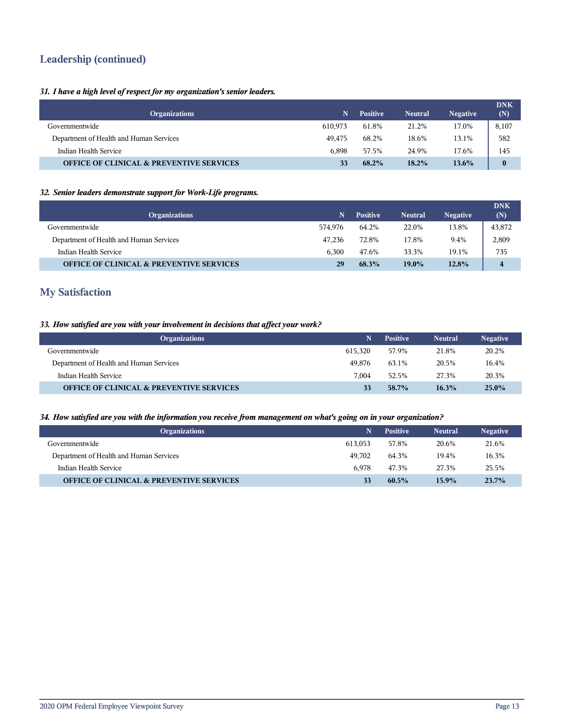## Leadership (continued)

***31. I have a high level of respect for my organization's senior leaders.***

| Organizations | N | Positive | Neutral | Negative | DNK (N) |
|---|---|---|---|---|---|
| Governmentwide | 610,973 | 61.8% | 21.2% | 17.0% | 8,107 |
| Department of Health and Human Services | 49,475 | 68.2% | 18.6% | 13.1% | 582 |
| Indian Health Service | 6,898 | 57.5% | 24.9% | 17.6% | 145 |
| **OFFICE OF CLINICAL & PREVENTIVE SERVICES** | **33** | **68.2%** | **18.2%** | **13.6%** | **0** |

***32. Senior leaders demonstrate support for Work-Life programs.***

| Organizations | N | Positive | Neutral | Negative | DNK (N) |
|---|---|---|---|---|---|
| Governmentwide | 574,976 | 64.2% | 22.0% | 13.8% | 43,872 |
| Department of Health and Human Services | 47,236 | 72.8% | 17.8% | 9.4% | 2,809 |
| Indian Health Service | 6,300 | 47.6% | 33.3% | 19.1% | 735 |
| **OFFICE OF CLINICAL & PREVENTIVE SERVICES** | **29** | **68.3%** | **19.0%** | **12.8%** | **4** |

## My Satisfaction

***33. How satisfied are you with your involvement in decisions that affect your work?***

| Organizations | N | Positive | Neutral | Negative |
|---|---|---|---|---|
| Governmentwide | 615,320 | 57.9% | 21.8% | 20.2% |
| Department of Health and Human Services | 49,876 | 63.1% | 20.5% | 16.4% |
| Indian Health Service | 7,004 | 52.5% | 27.3% | 20.3% |
| **OFFICE OF CLINICAL & PREVENTIVE SERVICES** | **33** | **58.7%** | **16.3%** | **25.0%** |

***34. How satisfied are you with the information you receive from management on what's going on in your organization?***

| Organizations | N | Positive | Neutral | Negative |
|---|---|---|---|---|
| Governmentwide | 613,053 | 57.8% | 20.6% | 21.6% |
| Department of Health and Human Services | 49,702 | 64.3% | 19.4% | 16.3% |
| Indian Health Service | 6,978 | 47.3% | 27.3% | 25.5% |
| **OFFICE OF CLINICAL & PREVENTIVE SERVICES** | **33** | **60.5%** | **15.9%** | **23.7%** |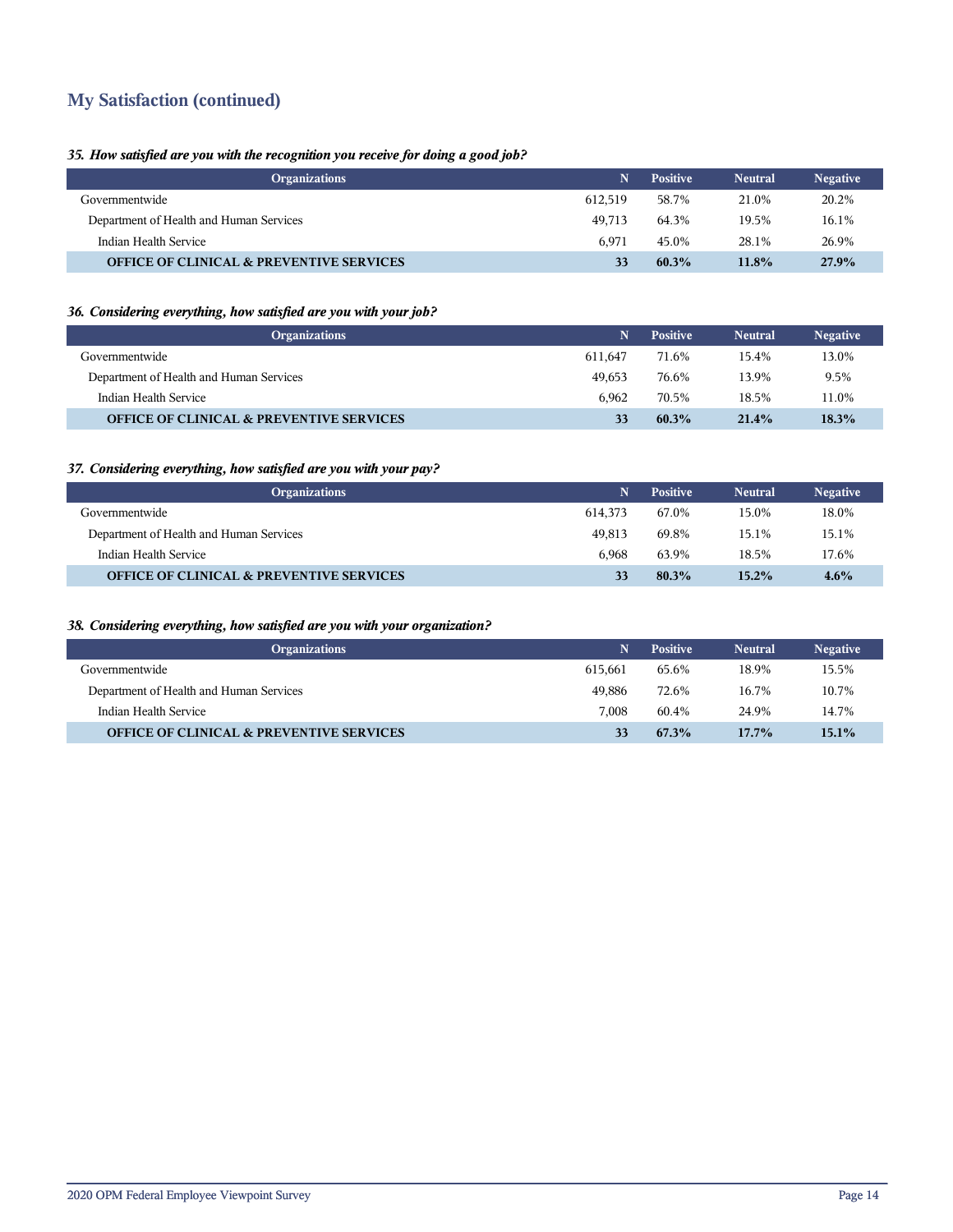## My Satisfaction (continued)

*35. How satisfied are you with the recognition you receive for doing a good job?*

| Organizations | N | Positive | Neutral | Negative |
|---|---|---|---|---|
| Governmentwide | 612,519 | 58.7% | 21.0% | 20.2% |
| Department of Health and Human Services | 49,713 | 64.3% | 19.5% | 16.1% |
| Indian Health Service | 6,971 | 45.0% | 28.1% | 26.9% |
| **OFFICE OF CLINICAL & PREVENTIVE SERVICES** | **33** | **60.3%** | **11.8%** | **27.9%** |

*36. Considering everything, how satisfied are you with your job?*

| Organizations | N | Positive | Neutral | Negative |
|---|---|---|---|---|
| Governmentwide | 611,647 | 71.6% | 15.4% | 13.0% |
| Department of Health and Human Services | 49,653 | 76.6% | 13.9% | 9.5% |
| Indian Health Service | 6,962 | 70.5% | 18.5% | 11.0% |
| **OFFICE OF CLINICAL & PREVENTIVE SERVICES** | **33** | **60.3%** | **21.4%** | **18.3%** |

*37. Considering everything, how satisfied are you with your pay?*

| Organizations | N | Positive | Neutral | Negative |
|---|---|---|---|---|
| Governmentwide | 614,373 | 67.0% | 15.0% | 18.0% |
| Department of Health and Human Services | 49,813 | 69.8% | 15.1% | 15.1% |
| Indian Health Service | 6,968 | 63.9% | 18.5% | 17.6% |
| **OFFICE OF CLINICAL & PREVENTIVE SERVICES** | **33** | **80.3%** | **15.2%** | **4.6%** |

*38. Considering everything, how satisfied are you with your organization?*

| Organizations | N | Positive | Neutral | Negative |
|---|---|---|---|---|
| Governmentwide | 615,661 | 65.6% | 18.9% | 15.5% |
| Department of Health and Human Services | 49,886 | 72.6% | 16.7% | 10.7% |
| Indian Health Service | 7,008 | 60.4% | 24.9% | 14.7% |
| **OFFICE OF CLINICAL & PREVENTIVE SERVICES** | **33** | **67.3%** | **17.7%** | **15.1%** |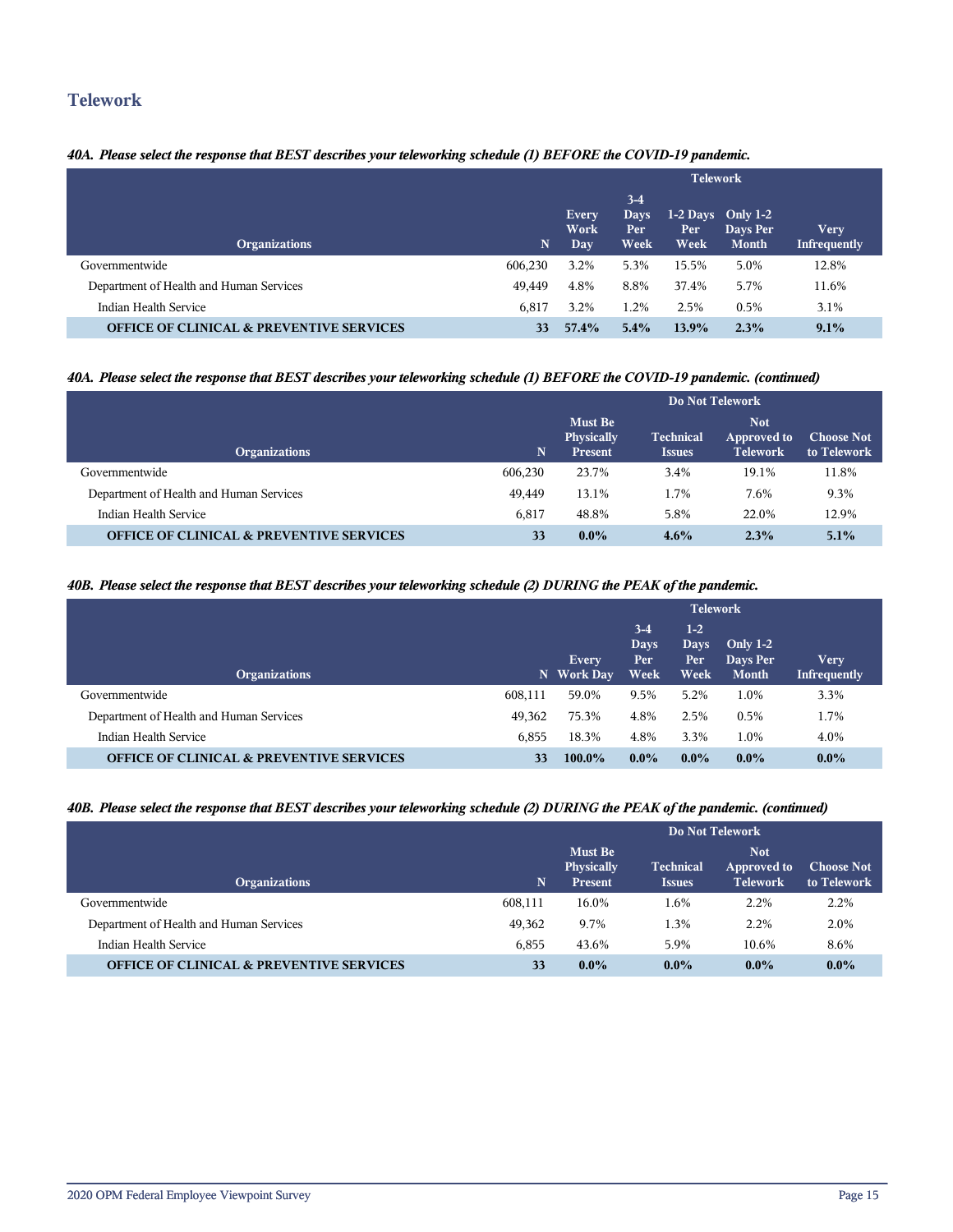## Telework

***40A. Please select the response that BEST describes your teleworking schedule (1) BEFORE the COVID-19 pandemic.***

| Organizations | N | Telework | | | | |
|---|---|---|---|---|---|---|
| | | Every Work Day | 3-4 Days Per Week | 1-2 Days Per Week | Only 1-2 Days Per Month | Very Infrequently |
| Governmentwide | 606,230 | 3.2% | 5.3% | 15.5% | 5.0% | 12.8% |
| Department of Health and Human Services | 49,449 | 4.8% | 8.8% | 37.4% | 5.7% | 11.6% |
| Indian Health Service | 6,817 | 3.2% | 1.2% | 2.5% | 0.5% | 3.1% |
| **OFFICE OF CLINICAL & PREVENTIVE SERVICES** | **33** | **57.4%** | **5.4%** | **13.9%** | **2.3%** | **9.1%** |

***40A. Please select the response that BEST describes your teleworking schedule (1) BEFORE the COVID-19 pandemic. (continued)***

| Organizations | N | Do Not Telework | | | |
|---|---|---|---|---|---|
| | | Must Be Physically Present | Technical Issues | Not Approved to Telework | Choose Not to Telework |
| Governmentwide | 606,230 | 23.7% | 3.4% | 19.1% | 11.8% |
| Department of Health and Human Services | 49,449 | 13.1% | 1.7% | 7.6% | 9.3% |
| Indian Health Service | 6,817 | 48.8% | 5.8% | 22.0% | 12.9% |
| **OFFICE OF CLINICAL & PREVENTIVE SERVICES** | **33** | **0.0%** | **4.6%** | **2.3%** | **5.1%** |

***40B. Please select the response that BEST describes your teleworking schedule (2) DURING the PEAK of the pandemic.***

| Organizations | N | Telework | | | | |
|---|---|---|---|---|---|---|
| | | Every Work Day | 3-4 Days Per Week | 1-2 Days Per Week | Only 1-2 Days Per Month | Very Infrequently |
| Governmentwide | 608,111 | 59.0% | 9.5% | 5.2% | 1.0% | 3.3% |
| Department of Health and Human Services | 49,362 | 75.3% | 4.8% | 2.5% | 0.5% | 1.7% |
| Indian Health Service | 6,855 | 18.3% | 4.8% | 3.3% | 1.0% | 4.0% |
| **OFFICE OF CLINICAL & PREVENTIVE SERVICES** | **33** | **100.0%** | **0.0%** | **0.0%** | **0.0%** | **0.0%** |

***40B. Please select the response that BEST describes your teleworking schedule (2) DURING the PEAK of the pandemic. (continued)***

| Organizations | N | Do Not Telework | | | |
|---|---|---|---|---|---|
| | | Must Be Physically Present | Technical Issues | Not Approved to Telework | Choose Not to Telework |
| Governmentwide | 608,111 | 16.0% | 1.6% | 2.2% | 2.2% |
| Department of Health and Human Services | 49,362 | 9.7% | 1.3% | 2.2% | 2.0% |
| Indian Health Service | 6,855 | 43.6% | 5.9% | 10.6% | 8.6% |
| **OFFICE OF CLINICAL & PREVENTIVE SERVICES** | **33** | **0.0%** | **0.0%** | **0.0%** | **0.0%** |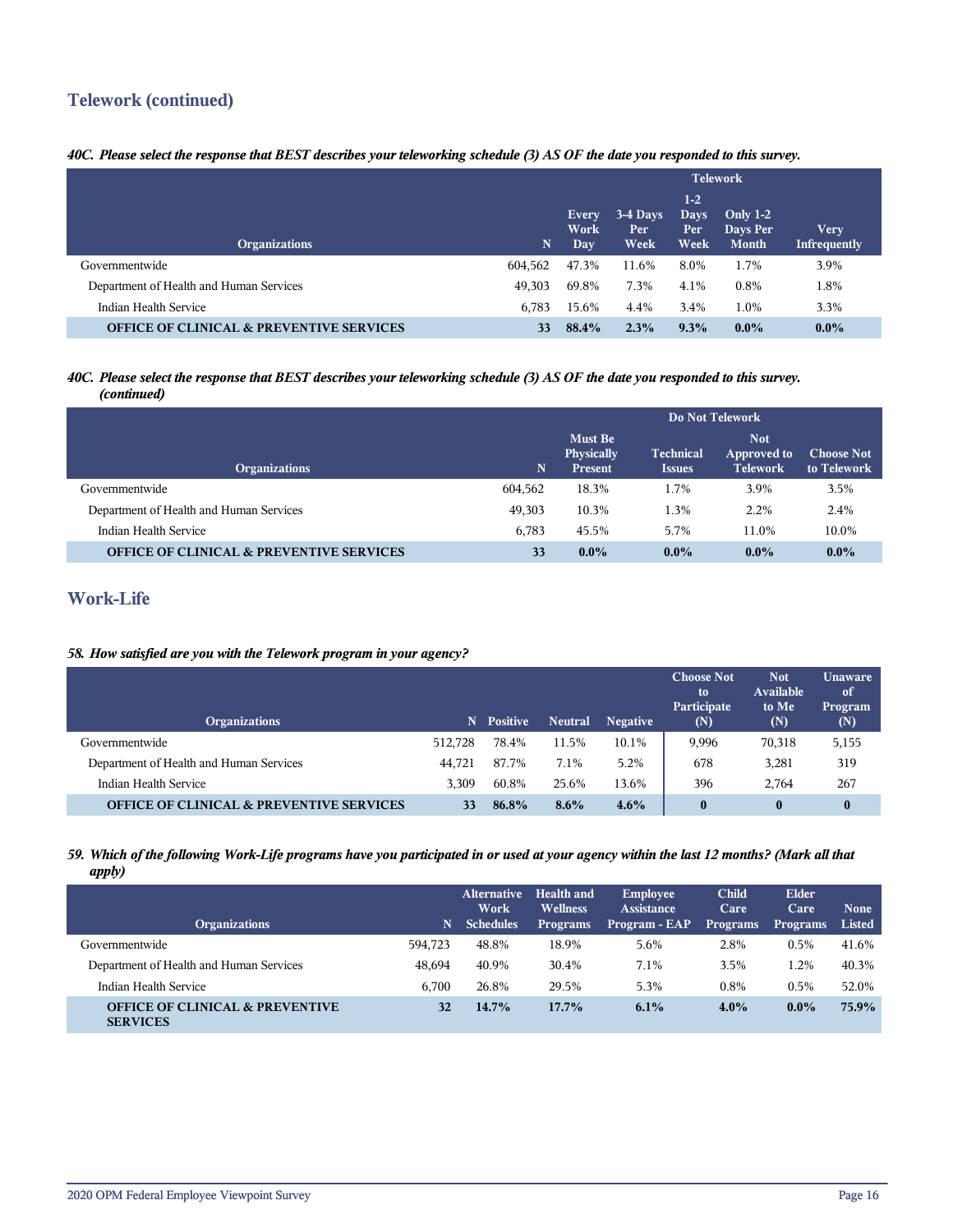## Telework (continued)

***40C. Please select the response that BEST describes your teleworking schedule (3) AS OF the date you responded to this survey.***

| Organizations | N | Telework: Every Work Day | Telework: 3-4 Days Per Week | Telework: 1-2 Days Per Week | Telework: Only 1-2 Days Per Month | Telework: Very Infrequently |
|---|---|---|---|---|---|---|
| Governmentwide | 604,562 | 47.3% | 11.6% | 8.0% | 1.7% | 3.9% |
| Department of Health and Human Services | 49,303 | 69.8% | 7.3% | 4.1% | 0.8% | 1.8% |
| Indian Health Service | 6,783 | 15.6% | 4.4% | 3.4% | 1.0% | 3.3% |
| **OFFICE OF CLINICAL & PREVENTIVE SERVICES** | **33** | **88.4%** | **2.3%** | **9.3%** | **0.0%** | **0.0%** |

***40C. Please select the response that BEST describes your teleworking schedule (3) AS OF the date you responded to this survey. (continued)***

| Organizations | N | Do Not Telework: Must Be Physically Present | Do Not Telework: Technical Issues | Do Not Telework: Not Approved to Telework | Do Not Telework: Choose Not to Telework |
|---|---|---|---|---|---|
| Governmentwide | 604,562 | 18.3% | 1.7% | 3.9% | 3.5% |
| Department of Health and Human Services | 49,303 | 10.3% | 1.3% | 2.2% | 2.4% |
| Indian Health Service | 6,783 | 45.5% | 5.7% | 11.0% | 10.0% |
| **OFFICE OF CLINICAL & PREVENTIVE SERVICES** | **33** | **0.0%** | **0.0%** | **0.0%** | **0.0%** |

## Work-Life

***58. How satisfied are you with the Telework program in your agency?***

| Organizations | N | Positive | Neutral | Negative | Choose Not to Participate (N) | Not Available to Me (N) | Unaware of Program (N) |
|---|---|---|---|---|---|---|---|
| Governmentwide | 512,728 | 78.4% | 11.5% | 10.1% | 9,996 | 70,318 | 5,155 |
| Department of Health and Human Services | 44,721 | 87.7% | 7.1% | 5.2% | 678 | 3,281 | 319 |
| Indian Health Service | 3,309 | 60.8% | 25.6% | 13.6% | 396 | 2,764 | 267 |
| **OFFICE OF CLINICAL & PREVENTIVE SERVICES** | **33** | **86.8%** | **8.6%** | **4.6%** | **0** | **0** | **0** |

***59. Which of the following Work-Life programs have you participated in or used at your agency within the last 12 months? (Mark all that apply)***

| Organizations | N | Alternative Work Schedules | Health and Wellness Programs | Employee Assistance Program - EAP | Child Care Programs | Elder Care Programs | None Listed |
|---|---|---|---|---|---|---|---|
| Governmentwide | 594,723 | 48.8% | 18.9% | 5.6% | 2.8% | 0.5% | 41.6% |
| Department of Health and Human Services | 48,694 | 40.9% | 30.4% | 7.1% | 3.5% | 1.2% | 40.3% |
| Indian Health Service | 6,700 | 26.8% | 29.5% | 5.3% | 0.8% | 0.5% | 52.0% |
| **OFFICE OF CLINICAL & PREVENTIVE SERVICES** | **32** | **14.7%** | **17.7%** | **6.1%** | **4.0%** | **0.0%** | **75.9%** |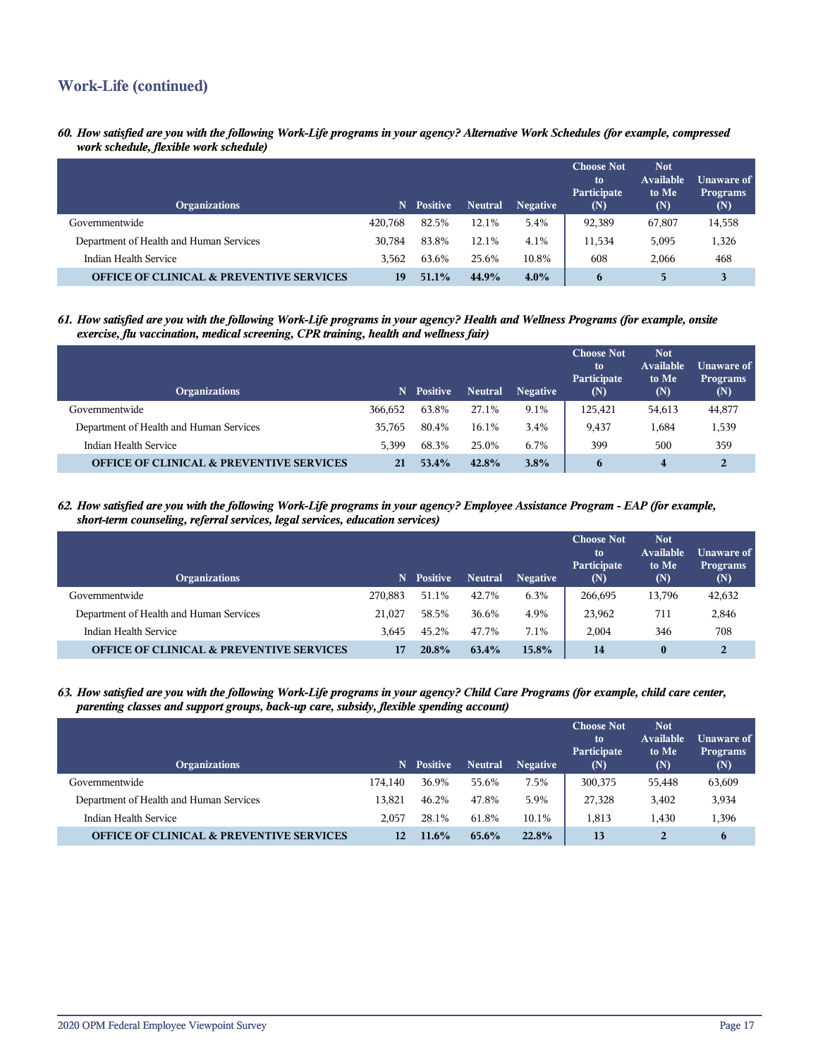## Work-Life (continued)

***60. How satisfied are you with the following Work-Life programs in your agency? Alternative Work Schedules (for example, compressed work schedule, flexible work schedule)***

| Organizations | N | Positive | Neutral | Negative | Choose Not to Participate (N) | Not Available to Me (N) | Unaware of Programs (N) |
|---|---|---|---|---|---|---|---|
| Governmentwide | 420,768 | 82.5% | 12.1% | 5.4% | 92,389 | 67,807 | 14,558 |
| Department of Health and Human Services | 30,784 | 83.8% | 12.1% | 4.1% | 11,534 | 5,095 | 1,326 |
| Indian Health Service | 3,562 | 63.6% | 25.6% | 10.8% | 608 | 2,066 | 468 |
| **OFFICE OF CLINICAL & PREVENTIVE SERVICES** | **19** | **51.1%** | **44.9%** | **4.0%** | **6** | **5** | **3** |

***61. How satisfied are you with the following Work-Life programs in your agency? Health and Wellness Programs (for example, onsite exercise, flu vaccination, medical screening, CPR training, health and wellness fair)***

| Organizations | N | Positive | Neutral | Negative | Choose Not to Participate (N) | Not Available to Me (N) | Unaware of Programs (N) |
|---|---|---|---|---|---|---|---|
| Governmentwide | 366,652 | 63.8% | 27.1% | 9.1% | 125,421 | 54,613 | 44,877 |
| Department of Health and Human Services | 35,765 | 80.4% | 16.1% | 3.4% | 9,437 | 1,684 | 1,539 |
| Indian Health Service | 5,399 | 68.3% | 25.0% | 6.7% | 399 | 500 | 359 |
| **OFFICE OF CLINICAL & PREVENTIVE SERVICES** | **21** | **53.4%** | **42.8%** | **3.8%** | **6** | **4** | **2** |

***62. How satisfied are you with the following Work-Life programs in your agency? Employee Assistance Program - EAP (for example, short-term counseling, referral services, legal services, education services)***

| Organizations | N | Positive | Neutral | Negative | Choose Not to Participate (N) | Not Available to Me (N) | Unaware of Programs (N) |
|---|---|---|---|---|---|---|---|
| Governmentwide | 270,883 | 51.1% | 42.7% | 6.3% | 266,695 | 13,796 | 42,632 |
| Department of Health and Human Services | 21,027 | 58.5% | 36.6% | 4.9% | 23,962 | 711 | 2,846 |
| Indian Health Service | 3,645 | 45.2% | 47.7% | 7.1% | 2,004 | 346 | 708 |
| **OFFICE OF CLINICAL & PREVENTIVE SERVICES** | **17** | **20.8%** | **63.4%** | **15.8%** | **14** | **0** | **2** |

***63. How satisfied are you with the following Work-Life programs in your agency? Child Care Programs (for example, child care center, parenting classes and support groups, back-up care, subsidy, flexible spending account)***

| Organizations | N | Positive | Neutral | Negative | Choose Not to Participate (N) | Not Available to Me (N) | Unaware of Programs (N) |
|---|---|---|---|---|---|---|---|
| Governmentwide | 174,140 | 36.9% | 55.6% | 7.5% | 300,375 | 55,448 | 63,609 |
| Department of Health and Human Services | 13,821 | 46.2% | 47.8% | 5.9% | 27,328 | 3,402 | 3,934 |
| Indian Health Service | 2,057 | 28.1% | 61.8% | 10.1% | 1,813 | 1,430 | 1,396 |
| **OFFICE OF CLINICAL & PREVENTIVE SERVICES** | **12** | **11.6%** | **65.6%** | **22.8%** | **13** | **2** | **6** |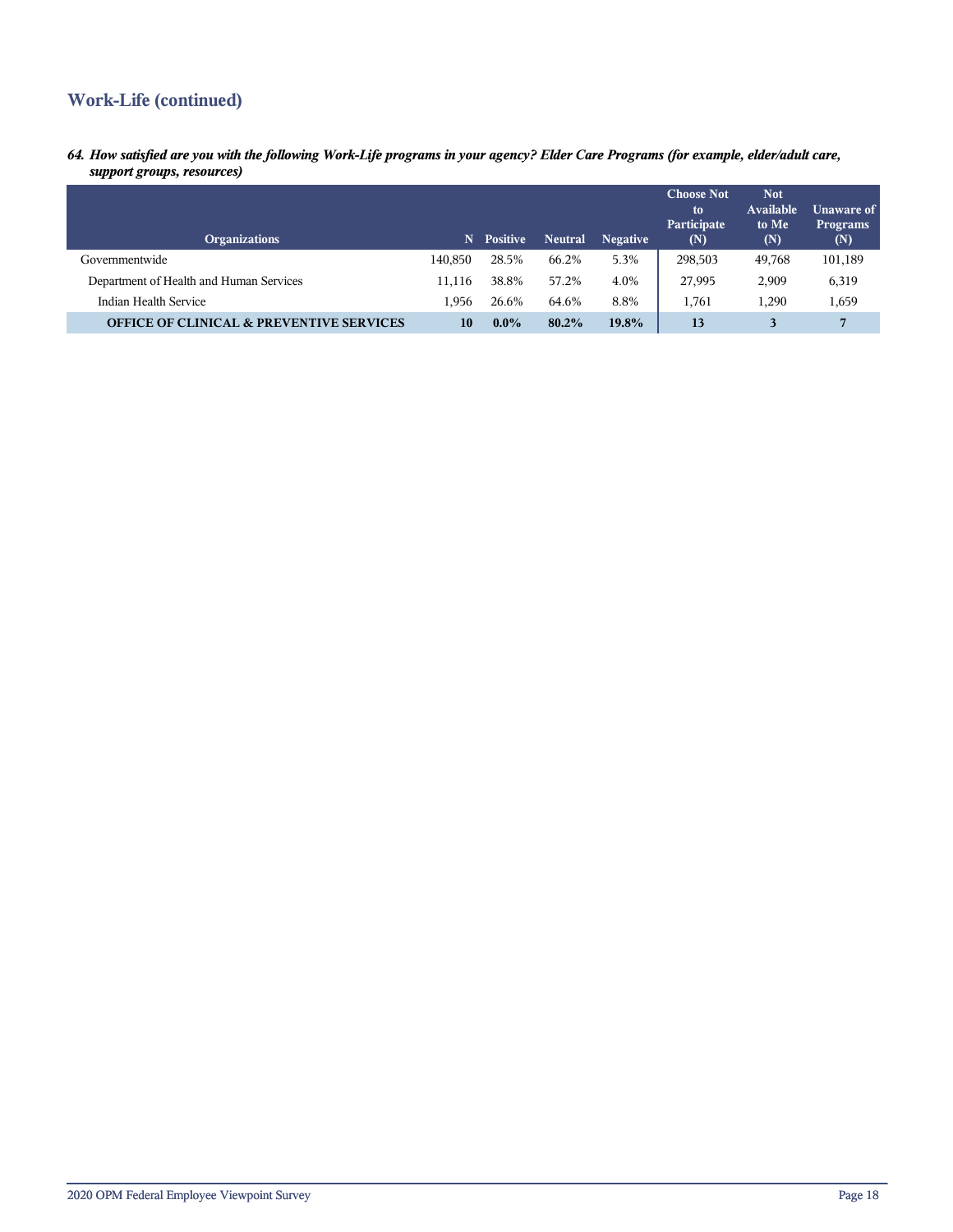## Work-Life (continued)

***64. How satisfied are you with the following Work-Life programs in your agency? Elder Care Programs (for example, elder/adult care, support groups, resources)***

| Organizations | N | Positive | Neutral | Negative | Choose Not to Participate (N) | Not Available to Me (N) | Unaware of Programs (N) |
|---|---|---|---|---|---|---|---|
| Governmentwide | 140,850 | 28.5% | 66.2% | 5.3% | 298,503 | 49,768 | 101,189 |
| Department of Health and Human Services | 11,116 | 38.8% | 57.2% | 4.0% | 27,995 | 2,909 | 6,319 |
| Indian Health Service | 1,956 | 26.6% | 64.6% | 8.8% | 1,761 | 1,290 | 1,659 |
| **OFFICE OF CLINICAL & PREVENTIVE SERVICES** | **10** | **0.0%** | **80.2%** | **19.8%** | **13** | **3** | **7** |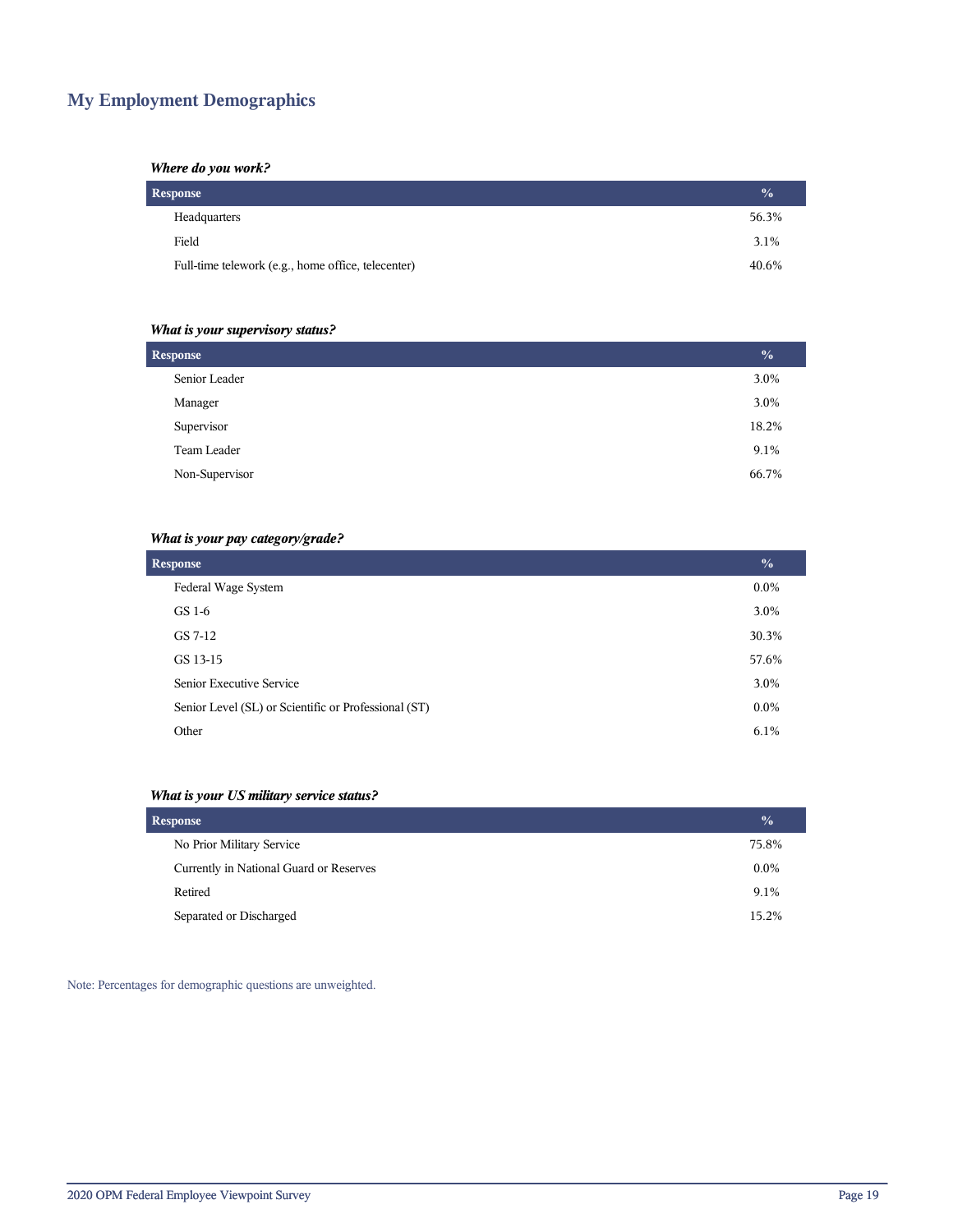## My Employment Demographics

***Where do you work?***

| Response | % |
|---|---|
| Headquarters | 56.3% |
| Field | 3.1% |
| Full-time telework (e.g., home office, telecenter) | 40.6% |

***What is your supervisory status?***

| Response | % |
|---|---|
| Senior Leader | 3.0% |
| Manager | 3.0% |
| Supervisor | 18.2% |
| Team Leader | 9.1% |
| Non-Supervisor | 66.7% |

***What is your pay category/grade?***

| Response | % |
|---|---|
| Federal Wage System | 0.0% |
| GS 1-6 | 3.0% |
| GS 7-12 | 30.3% |
| GS 13-15 | 57.6% |
| Senior Executive Service | 3.0% |
| Senior Level (SL) or Scientific or Professional (ST) | 0.0% |
| Other | 6.1% |

***What is your US military service status?***

| Response | % |
|---|---|
| No Prior Military Service | 75.8% |
| Currently in National Guard or Reserves | 0.0% |
| Retired | 9.1% |
| Separated or Discharged | 15.2% |

Note: Percentages for demographic questions are unweighted.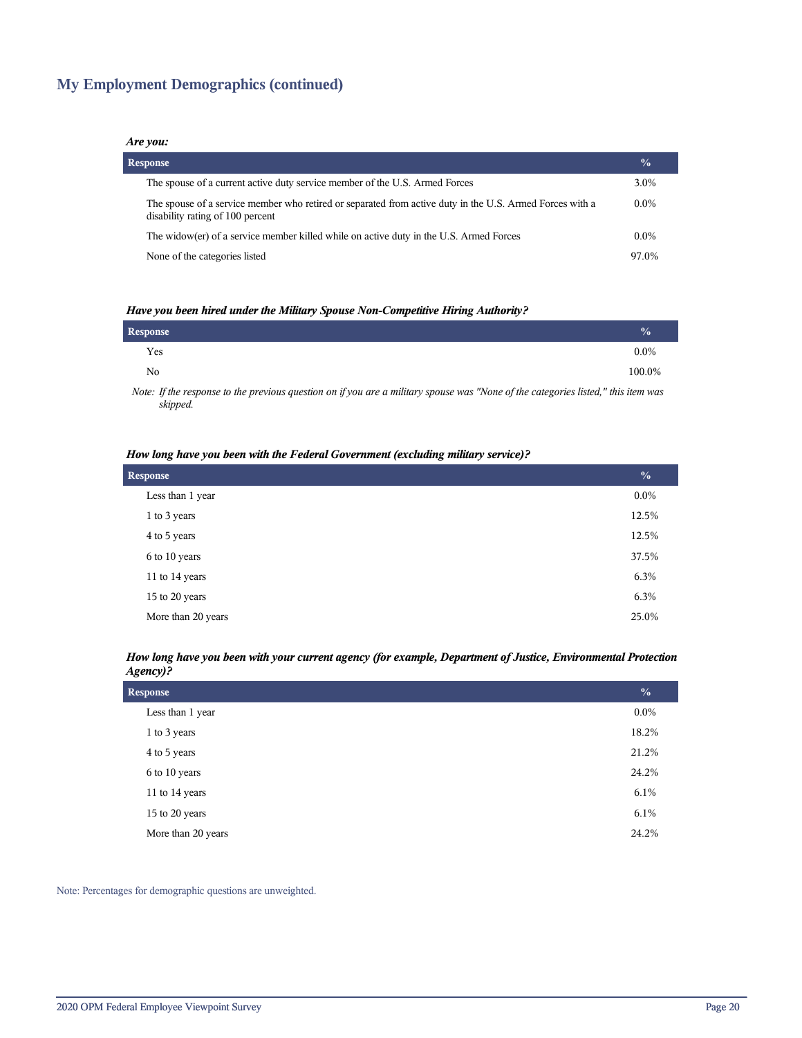## My Employment Demographics (continued)

***Are you:***

| Response | % |
|---|---|
| The spouse of a current active duty service member of the U.S. Armed Forces | 3.0% |
| The spouse of a service member who retired or separated from active duty in the U.S. Armed Forces with a disability rating of 100 percent | 0.0% |
| The widow(er) of a service member killed while on active duty in the U.S. Armed Forces | 0.0% |
| None of the categories listed | 97.0% |

***Have you been hired under the Military Spouse Non-Competitive Hiring Authority?***

| Response | % |
|---|---|
| Yes | 0.0% |
| No | 100.0% |

*Note: If the response to the previous question on if you are a military spouse was "None of the categories listed," this item was skipped.*

***How long have you been with the Federal Government (excluding military service)?***

| Response | % |
|---|---|
| Less than 1 year | 0.0% |
| 1 to 3 years | 12.5% |
| 4 to 5 years | 12.5% |
| 6 to 10 years | 37.5% |
| 11 to 14 years | 6.3% |
| 15 to 20 years | 6.3% |
| More than 20 years | 25.0% |

***How long have you been with your current agency (for example, Department of Justice, Environmental Protection Agency)?***

| Response | % |
|---|---|
| Less than 1 year | 0.0% |
| 1 to 3 years | 18.2% |
| 4 to 5 years | 21.2% |
| 6 to 10 years | 24.2% |
| 11 to 14 years | 6.1% |
| 15 to 20 years | 6.1% |
| More than 20 years | 24.2% |

Note: Percentages for demographic questions are unweighted.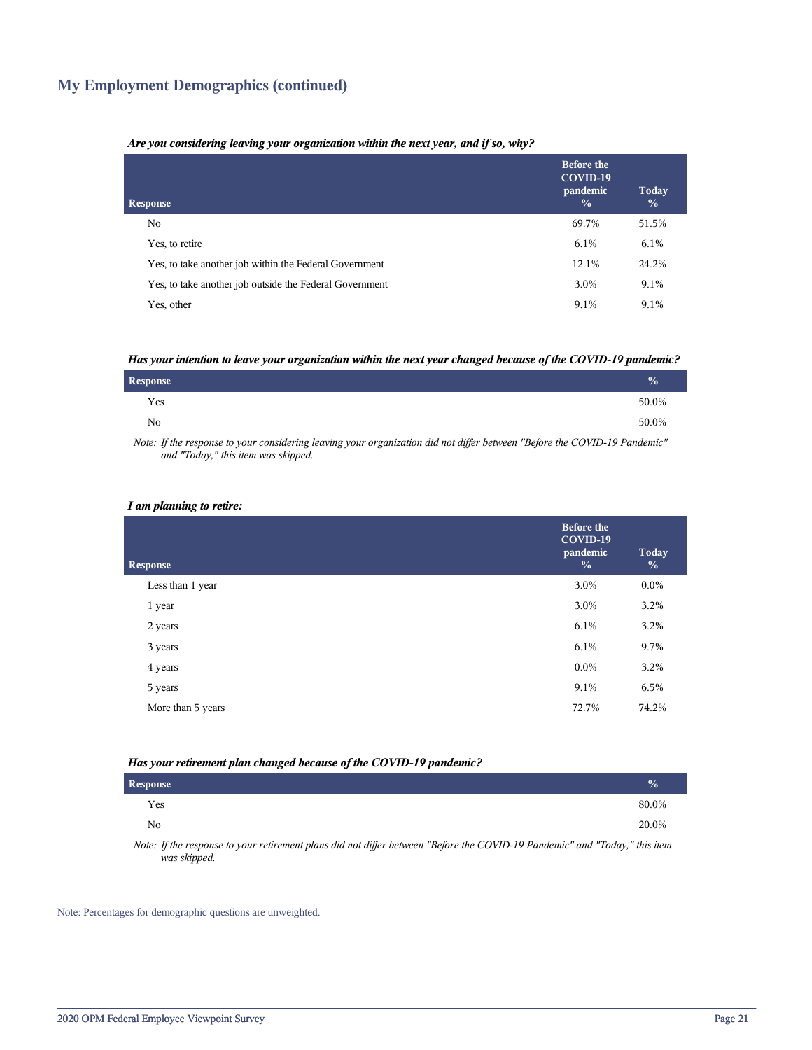## My Employment Demographics (continued)

***Are you considering leaving your organization within the next year, and if so, why?***

| Response | Before the COVID-19 pandemic % | Today % |
|---|---|---|
| No | 69.7% | 51.5% |
| Yes, to retire | 6.1% | 6.1% |
| Yes, to take another job within the Federal Government | 12.1% | 24.2% |
| Yes, to take another job outside the Federal Government | 3.0% | 9.1% |
| Yes, other | 9.1% | 9.1% |

***Has your intention to leave your organization within the next year changed because of the COVID-19 pandemic?***

| Response | % |
|---|---|
| Yes | 50.0% |
| No | 50.0% |

*Note: If the response to your considering leaving your organization did not differ between "Before the COVID-19 Pandemic" and "Today," this item was skipped.*

***I am planning to retire:***

| Response | Before the COVID-19 pandemic % | Today % |
|---|---|---|
| Less than 1 year | 3.0% | 0.0% |
| 1 year | 3.0% | 3.2% |
| 2 years | 6.1% | 3.2% |
| 3 years | 6.1% | 9.7% |
| 4 years | 0.0% | 3.2% |
| 5 years | 9.1% | 6.5% |
| More than 5 years | 72.7% | 74.2% |

***Has your retirement plan changed because of the COVID-19 pandemic?***

| Response | % |
|---|---|
| Yes | 80.0% |
| No | 20.0% |

*Note: If the response to your retirement plans did not differ between "Before the COVID-19 Pandemic" and "Today," this item was skipped.*

Note: Percentages for demographic questions are unweighted.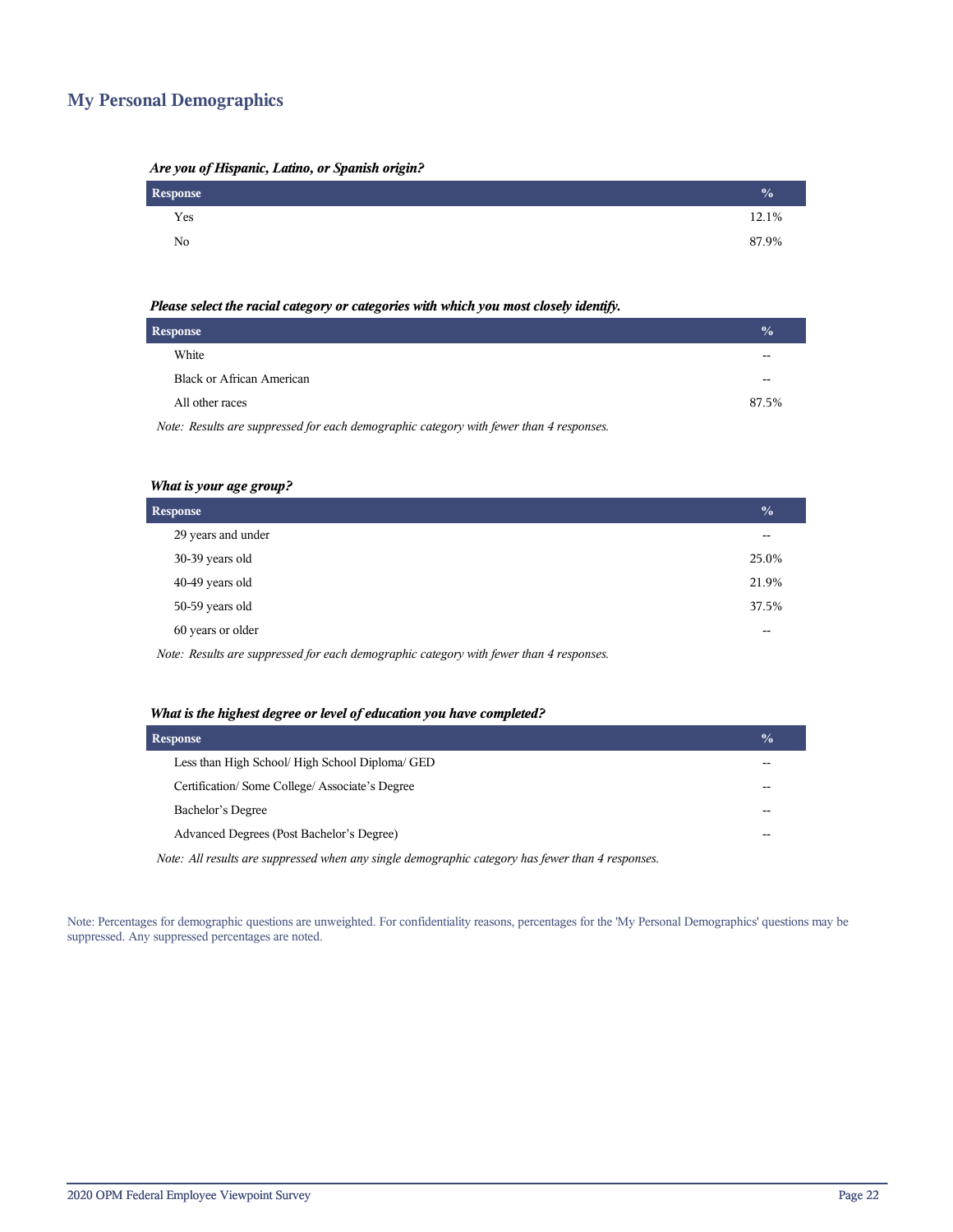## My Personal Demographics

***Are you of Hispanic, Latino, or Spanish origin?***

| Response | % |
|---|---|
| Yes | 12.1% |
| No | 87.9% |

***Please select the racial category or categories with which you most closely identify.***

| Response | % |
|---|---|
| White | -- |
| Black or African American | -- |
| All other races | 87.5% |

*Note: Results are suppressed for each demographic category with fewer than 4 responses.*

***What is your age group?***

| Response | % |
|---|---|
| 29 years and under | -- |
| 30-39 years old | 25.0% |
| 40-49 years old | 21.9% |
| 50-59 years old | 37.5% |
| 60 years or older | -- |

*Note: Results are suppressed for each demographic category with fewer than 4 responses.*

***What is the highest degree or level of education you have completed?***

| Response | % |
|---|---|
| Less than High School/ High School Diploma/ GED | -- |
| Certification/ Some College/ Associate's Degree | -- |
| Bachelor's Degree | -- |
| Advanced Degrees (Post Bachelor's Degree) | -- |

*Note: All results are suppressed when any single demographic category has fewer than 4 responses.*

Note: Percentages for demographic questions are unweighted. For confidentiality reasons, percentages for the 'My Personal Demographics' questions may be suppressed. Any suppressed percentages are noted.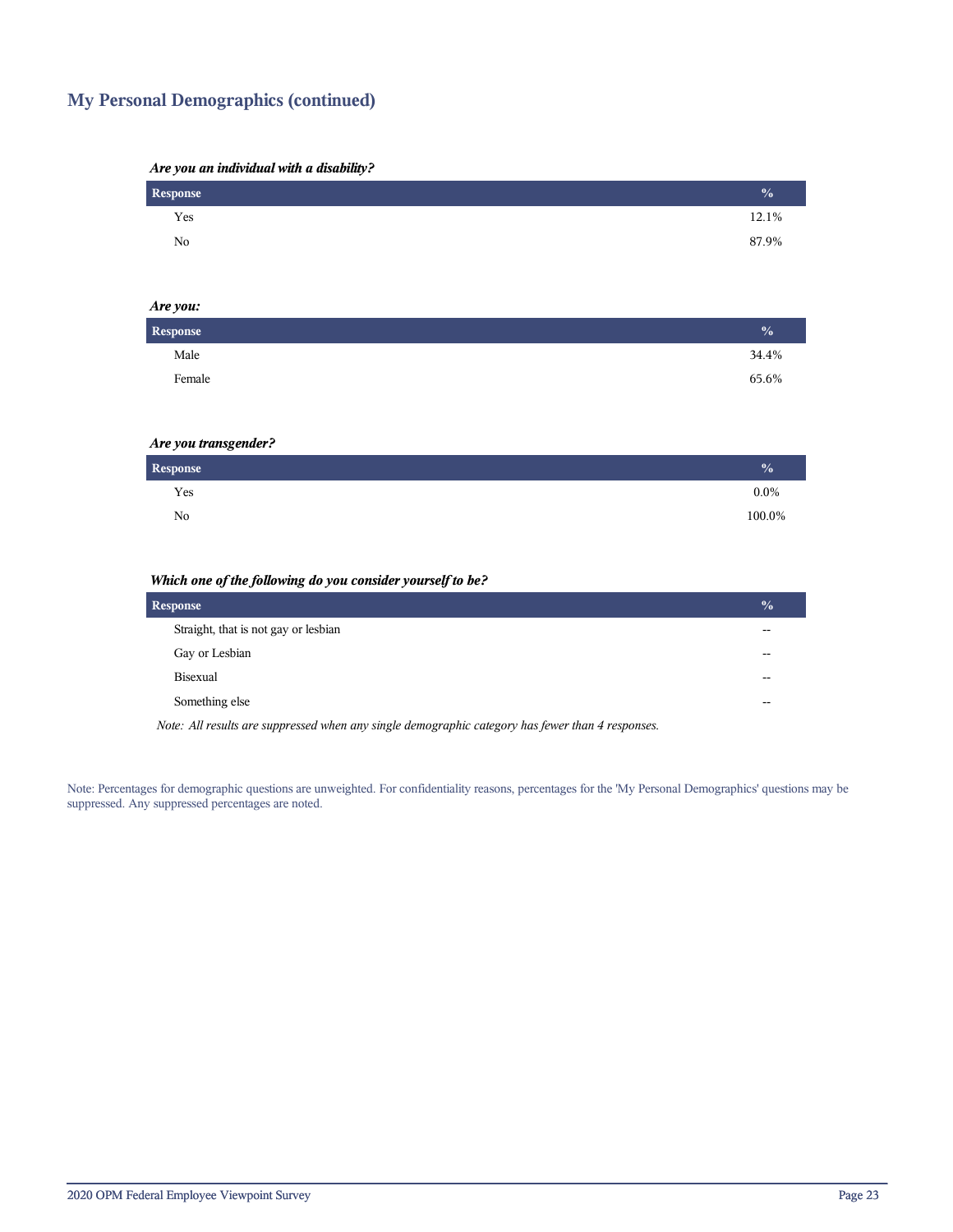## My Personal Demographics (continued)

***Are you an individual with a disability?***

| Response | % |
|---|---|
| Yes | 12.1% |
| No | 87.9% |

***Are you:***

| Response | % |
|---|---|
| Male | 34.4% |
| Female | 65.6% |

***Are you transgender?***

| Response | % |
|---|---|
| Yes | 0.0% |
| No | 100.0% |

***Which one of the following do you consider yourself to be?***

| Response | % |
|---|---|
| Straight, that is not gay or lesbian | -- |
| Gay or Lesbian | -- |
| Bisexual | -- |
| Something else | -- |

*Note: All results are suppressed when any single demographic category has fewer than 4 responses.*

Note: Percentages for demographic questions are unweighted. For confidentiality reasons, percentages for the 'My Personal Demographics' questions may be suppressed. Any suppressed percentages are noted.